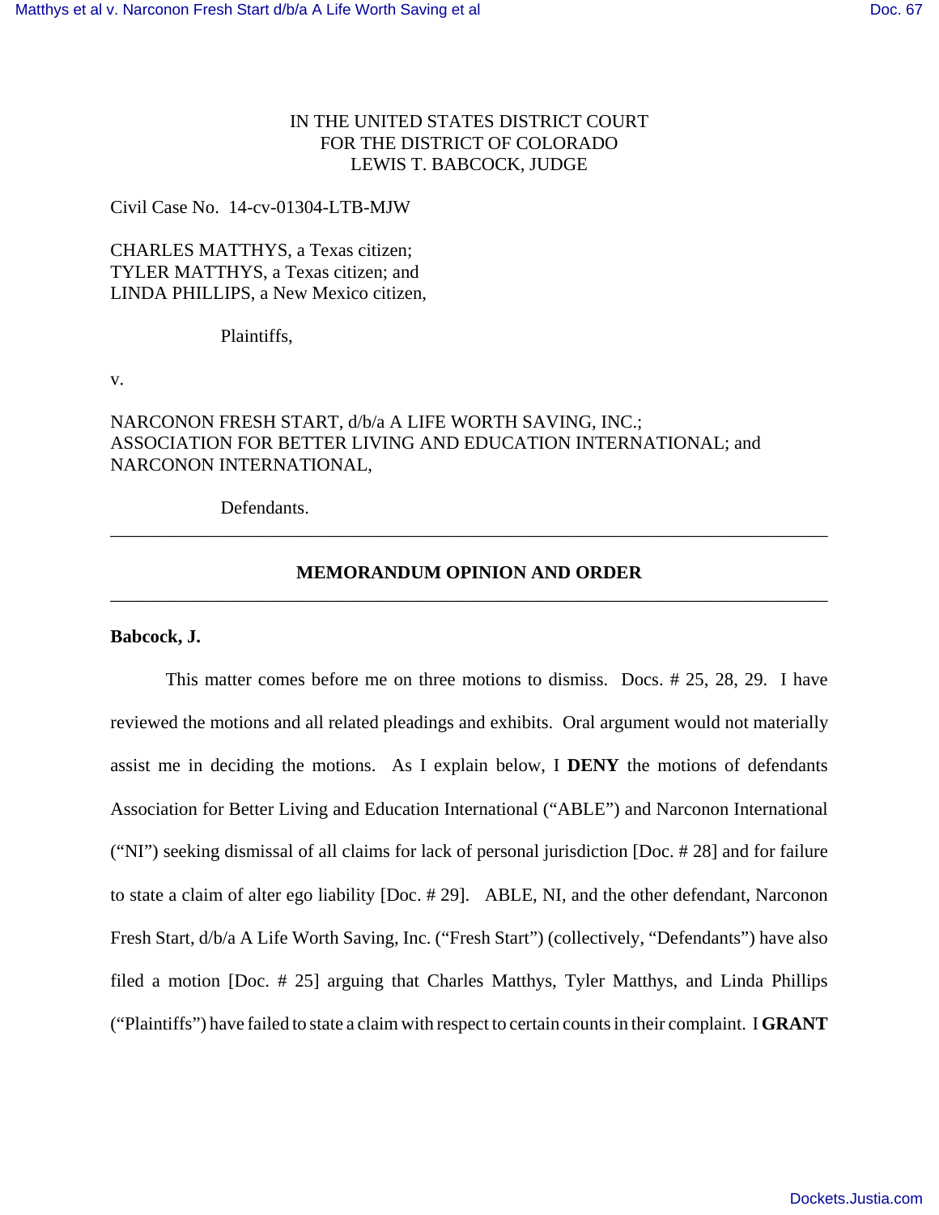IN THE UNITED STATES DISTRICT COURT
FOR THE DISTRICT OF COLORADO
LEWIS T. BABCOCK, JUDGE

Civil Case No. 14-cv-01304-LTB-MJW

CHARLES MATTHYS, a Texas citizen;
TYLER MATTHYS, a Texas citizen; and
LINDA PHILLIPS, a New Mexico citizen,

Plaintiffs,

v.

NARCONON FRESH START, d/b/a A LIFE WORTH SAVING, INC.;
ASSOCIATION FOR BETTER LIVING AND EDUCATION INTERNATIONAL; and
NARCONON INTERNATIONAL,

Defendants.

---

## MEMORANDUM OPINION AND ORDER

---

**Babcock, J.**

This matter comes before me on three motions to dismiss. Docs. # 25, 28, 29. I have reviewed the motions and all related pleadings and exhibits. Oral argument would not materially assist me in deciding the motions. As I explain below, I **DENY** the motions of defendants Association for Better Living and Education International ("ABLE") and Narconon International ("NI") seeking dismissal of all claims for lack of personal jurisdiction [Doc. # 28] and for failure to state a claim of alter ego liability [Doc. # 29]. ABLE, NI, and the other defendant, Narconon Fresh Start, d/b/a A Life Worth Saving, Inc. ("Fresh Start") (collectively, "Defendants") have also filed a motion [Doc. # 25] arguing that Charles Matthys, Tyler Matthys, and Linda Phillips ("Plaintiffs") have failed to state a claim with respect to certain counts in their complaint. I **GRANT**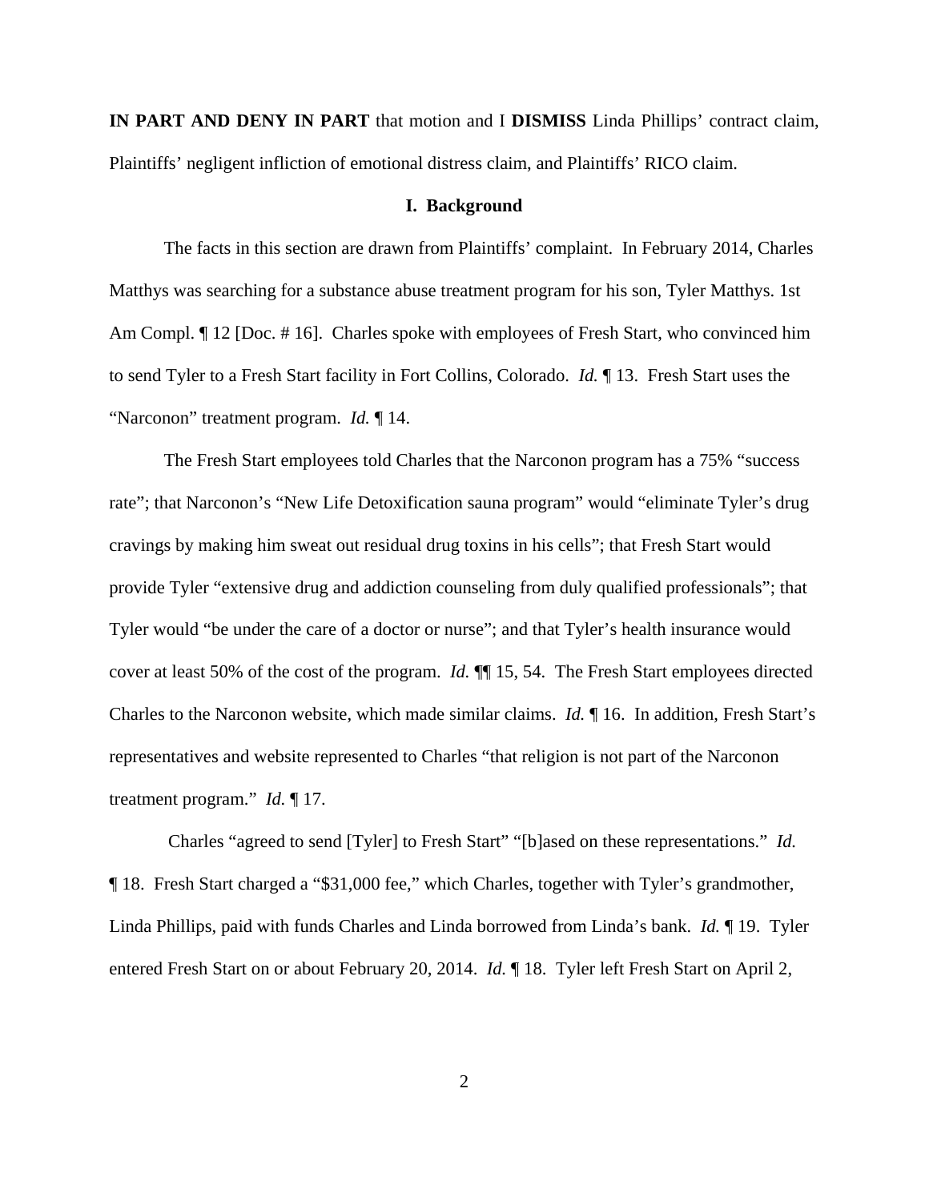**IN PART AND DENY IN PART** that motion and I **DISMISS** Linda Phillips' contract claim, Plaintiffs' negligent infliction of emotional distress claim, and Plaintiffs' RICO claim.

## I. Background

The facts in this section are drawn from Plaintiffs' complaint. In February 2014, Charles Matthys was searching for a substance abuse treatment program for his son, Tyler Matthys. 1st Am Compl. ¶ 12 [Doc. # 16]. Charles spoke with employees of Fresh Start, who convinced him to send Tyler to a Fresh Start facility in Fort Collins, Colorado. *Id.* ¶ 13. Fresh Start uses the "Narconon" treatment program. *Id.* ¶ 14.

The Fresh Start employees told Charles that the Narconon program has a 75% "success rate"; that Narconon's "New Life Detoxification sauna program" would "eliminate Tyler's drug cravings by making him sweat out residual drug toxins in his cells"; that Fresh Start would provide Tyler "extensive drug and addiction counseling from duly qualified professionals"; that Tyler would "be under the care of a doctor or nurse"; and that Tyler's health insurance would cover at least 50% of the cost of the program. *Id.* ¶¶ 15, 54. The Fresh Start employees directed Charles to the Narconon website, which made similar claims. *Id.* ¶ 16. In addition, Fresh Start's representatives and website represented to Charles "that religion is not part of the Narconon treatment program." *Id.* ¶ 17.

Charles "agreed to send [Tyler] to Fresh Start" "[b]ased on these representations." *Id.* ¶ 18. Fresh Start charged a "$31,000 fee," which Charles, together with Tyler's grandmother, Linda Phillips, paid with funds Charles and Linda borrowed from Linda's bank. *Id.* ¶ 19. Tyler entered Fresh Start on or about February 20, 2014. *Id.* ¶ 18. Tyler left Fresh Start on April 2,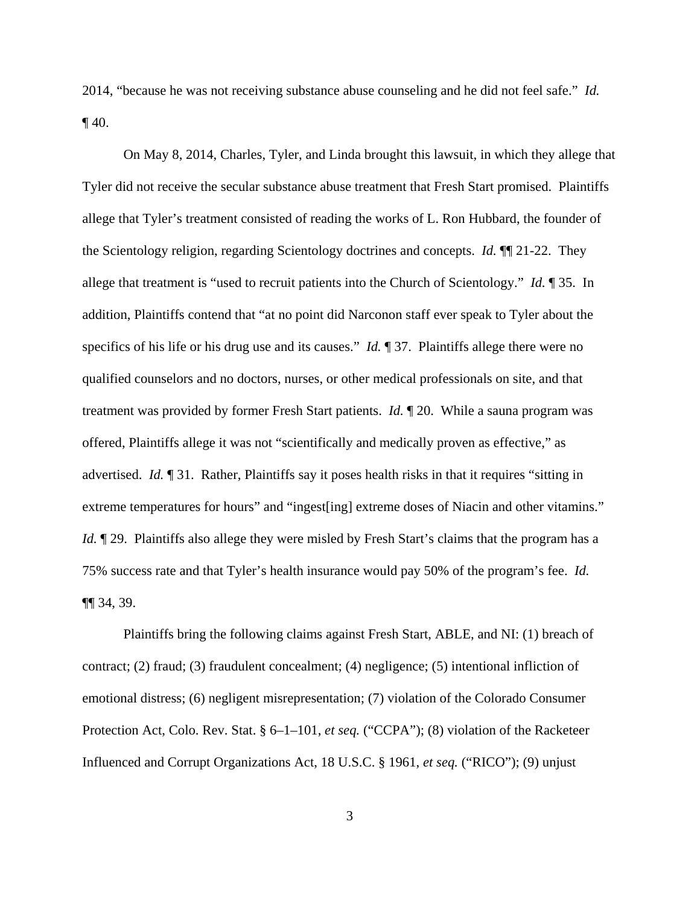2014, "because he was not receiving substance abuse counseling and he did not feel safe." *Id.* ¶ 40.

On May 8, 2014, Charles, Tyler, and Linda brought this lawsuit, in which they allege that Tyler did not receive the secular substance abuse treatment that Fresh Start promised. Plaintiffs allege that Tyler's treatment consisted of reading the works of L. Ron Hubbard, the founder of the Scientology religion, regarding Scientology doctrines and concepts. *Id.* ¶¶ 21-22. They allege that treatment is "used to recruit patients into the Church of Scientology." *Id.* ¶ 35. In addition, Plaintiffs contend that "at no point did Narconon staff ever speak to Tyler about the specifics of his life or his drug use and its causes." *Id.* ¶ 37. Plaintiffs allege there were no qualified counselors and no doctors, nurses, or other medical professionals on site, and that treatment was provided by former Fresh Start patients. *Id.* ¶ 20. While a sauna program was offered, Plaintiffs allege it was not "scientifically and medically proven as effective," as advertised. *Id.* ¶ 31. Rather, Plaintiffs say it poses health risks in that it requires "sitting in extreme temperatures for hours" and "ingest[ing] extreme doses of Niacin and other vitamins." *Id.* ¶ 29. Plaintiffs also allege they were misled by Fresh Start's claims that the program has a 75% success rate and that Tyler's health insurance would pay 50% of the program's fee. *Id.* ¶¶ 34, 39.

Plaintiffs bring the following claims against Fresh Start, ABLE, and NI: (1) breach of contract; (2) fraud; (3) fraudulent concealment; (4) negligence; (5) intentional infliction of emotional distress; (6) negligent misrepresentation; (7) violation of the Colorado Consumer Protection Act, Colo. Rev. Stat. § 6–1–101, *et seq.* ("CCPA"); (8) violation of the Racketeer Influenced and Corrupt Organizations Act, 18 U.S.C. § 1961, *et seq.* ("RICO"); (9) unjust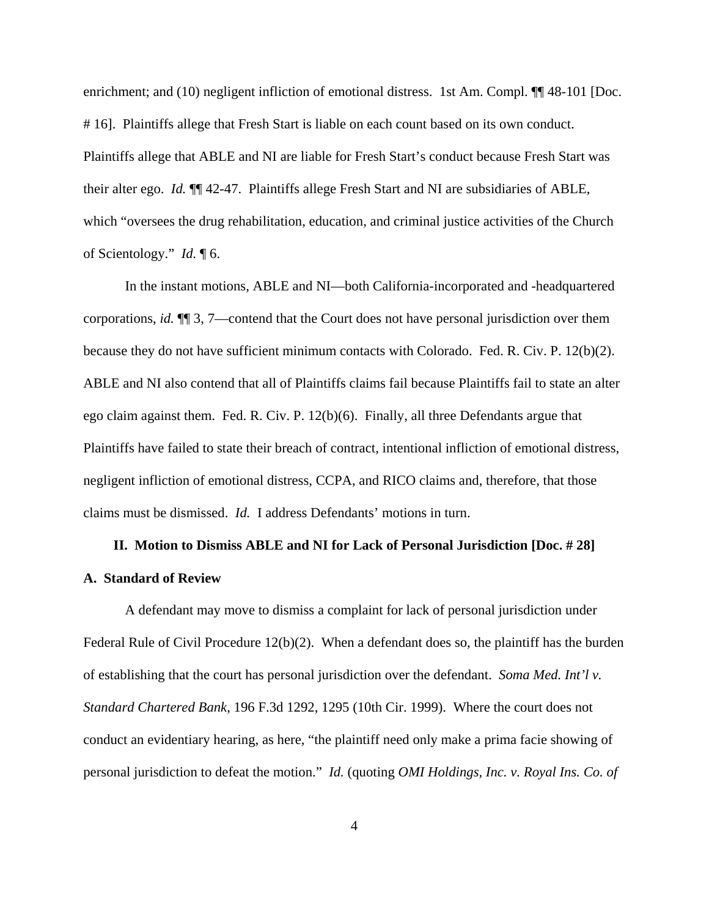enrichment; and (10) negligent infliction of emotional distress. 1st Am. Compl. ¶¶ 48-101 [Doc. # 16]. Plaintiffs allege that Fresh Start is liable on each count based on its own conduct. Plaintiffs allege that ABLE and NI are liable for Fresh Start's conduct because Fresh Start was their alter ego. *Id.* ¶¶ 42-47. Plaintiffs allege Fresh Start and NI are subsidiaries of ABLE, which "oversees the drug rehabilitation, education, and criminal justice activities of the Church of Scientology." *Id.* ¶ 6.

In the instant motions, ABLE and NI—both California-incorporated and -headquartered corporations, *id.* ¶¶ 3, 7—contend that the Court does not have personal jurisdiction over them because they do not have sufficient minimum contacts with Colorado. Fed. R. Civ. P. 12(b)(2). ABLE and NI also contend that all of Plaintiffs claims fail because Plaintiffs fail to state an alter ego claim against them. Fed. R. Civ. P. 12(b)(6). Finally, all three Defendants argue that Plaintiffs have failed to state their breach of contract, intentional infliction of emotional distress, negligent infliction of emotional distress, CCPA, and RICO claims and, therefore, that those claims must be dismissed. *Id.* I address Defendants' motions in turn.

## II. Motion to Dismiss ABLE and NI for Lack of Personal Jurisdiction [Doc. # 28]

### A. Standard of Review

A defendant may move to dismiss a complaint for lack of personal jurisdiction under Federal Rule of Civil Procedure 12(b)(2). When a defendant does so, the plaintiff has the burden of establishing that the court has personal jurisdiction over the defendant. *Soma Med. Int'l v. Standard Chartered Bank*, 196 F.3d 1292, 1295 (10th Cir. 1999). Where the court does not conduct an evidentiary hearing, as here, "the plaintiff need only make a prima facie showing of personal jurisdiction to defeat the motion." *Id.* (quoting *OMI Holdings, Inc. v. Royal Ins. Co. of*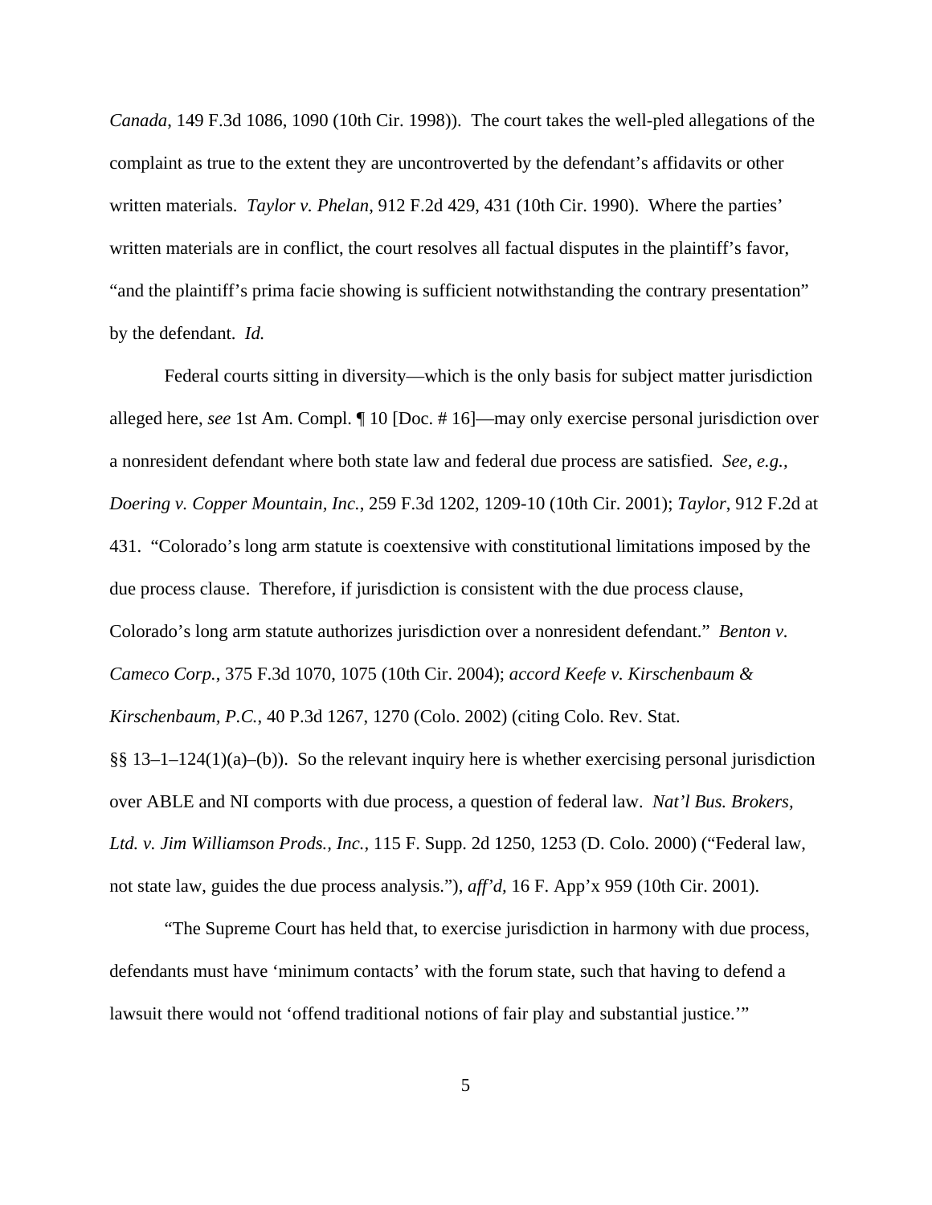*Canada*, 149 F.3d 1086, 1090 (10th Cir. 1998)). The court takes the well-pled allegations of the complaint as true to the extent they are uncontroverted by the defendant's affidavits or other written materials. *Taylor v. Phelan*, 912 F.2d 429, 431 (10th Cir. 1990). Where the parties' written materials are in conflict, the court resolves all factual disputes in the plaintiff's favor, "and the plaintiff's prima facie showing is sufficient notwithstanding the contrary presentation" by the defendant. *Id.*

Federal courts sitting in diversity—which is the only basis for subject matter jurisdiction alleged here, *see* 1st Am. Compl. ¶ 10 [Doc. # 16]—may only exercise personal jurisdiction over a nonresident defendant where both state law and federal due process are satisfied. *See, e.g., Doering v. Copper Mountain, Inc.*, 259 F.3d 1202, 1209-10 (10th Cir. 2001); *Taylor*, 912 F.2d at 431. "Colorado's long arm statute is coextensive with constitutional limitations imposed by the due process clause. Therefore, if jurisdiction is consistent with the due process clause, Colorado's long arm statute authorizes jurisdiction over a nonresident defendant." *Benton v. Cameco Corp.*, 375 F.3d 1070, 1075 (10th Cir. 2004); *accord Keefe v. Kirschenbaum & Kirschenbaum, P.C.*, 40 P.3d 1267, 1270 (Colo. 2002) (citing Colo. Rev. Stat. §§ 13–1–124(1)(a)–(b)). So the relevant inquiry here is whether exercising personal jurisdiction over ABLE and NI comports with due process, a question of federal law. *Nat'l Bus. Brokers, Ltd. v. Jim Williamson Prods., Inc.*, 115 F. Supp. 2d 1250, 1253 (D. Colo. 2000) ("Federal law, not state law, guides the due process analysis."), *aff'd*, 16 F. App'x 959 (10th Cir. 2001).

"The Supreme Court has held that, to exercise jurisdiction in harmony with due process, defendants must have 'minimum contacts' with the forum state, such that having to defend a lawsuit there would not 'offend traditional notions of fair play and substantial justice.'"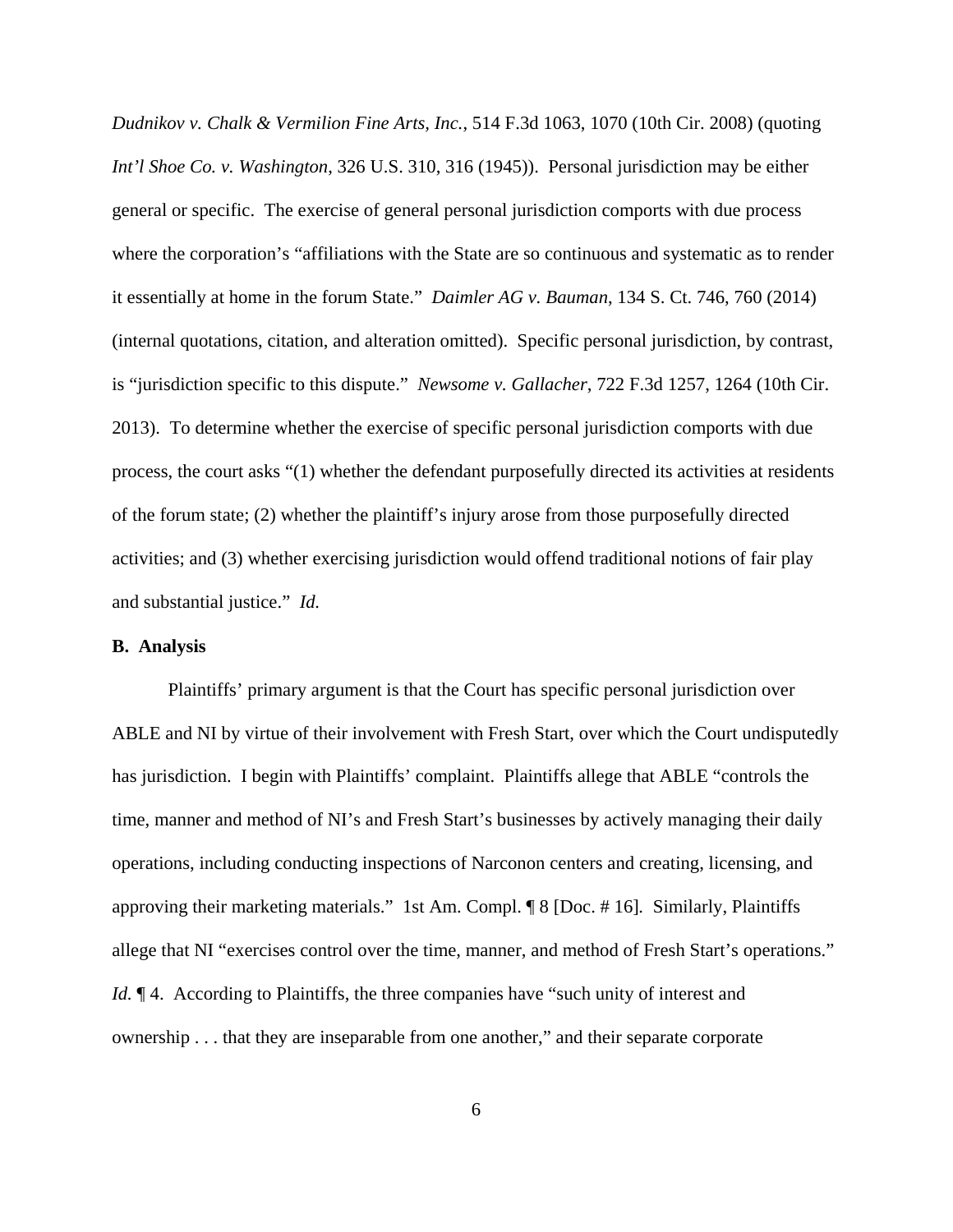*Dudnikov v. Chalk & Vermilion Fine Arts, Inc.*, 514 F.3d 1063, 1070 (10th Cir. 2008) (quoting *Int'l Shoe Co. v. Washington*, 326 U.S. 310, 316 (1945)). Personal jurisdiction may be either general or specific. The exercise of general personal jurisdiction comports with due process where the corporation's "affiliations with the State are so continuous and systematic as to render it essentially at home in the forum State." *Daimler AG v. Bauman*, 134 S. Ct. 746, 760 (2014) (internal quotations, citation, and alteration omitted). Specific personal jurisdiction, by contrast, is "jurisdiction specific to this dispute." *Newsome v. Gallacher*, 722 F.3d 1257, 1264 (10th Cir. 2013). To determine whether the exercise of specific personal jurisdiction comports with due process, the court asks "(1) whether the defendant purposefully directed its activities at residents of the forum state; (2) whether the plaintiff's injury arose from those purposefully directed activities; and (3) whether exercising jurisdiction would offend traditional notions of fair play and substantial justice." *Id.*

**B. Analysis**

Plaintiffs' primary argument is that the Court has specific personal jurisdiction over ABLE and NI by virtue of their involvement with Fresh Start, over which the Court undisputedly has jurisdiction. I begin with Plaintiffs' complaint. Plaintiffs allege that ABLE "controls the time, manner and method of NI's and Fresh Start's businesses by actively managing their daily operations, including conducting inspections of Narconon centers and creating, licensing, and approving their marketing materials." 1st Am. Compl. ¶ 8 [Doc. # 16]. Similarly, Plaintiffs allege that NI "exercises control over the time, manner, and method of Fresh Start's operations." *Id.* ¶ 4. According to Plaintiffs, the three companies have "such unity of interest and ownership . . . that they are inseparable from one another," and their separate corporate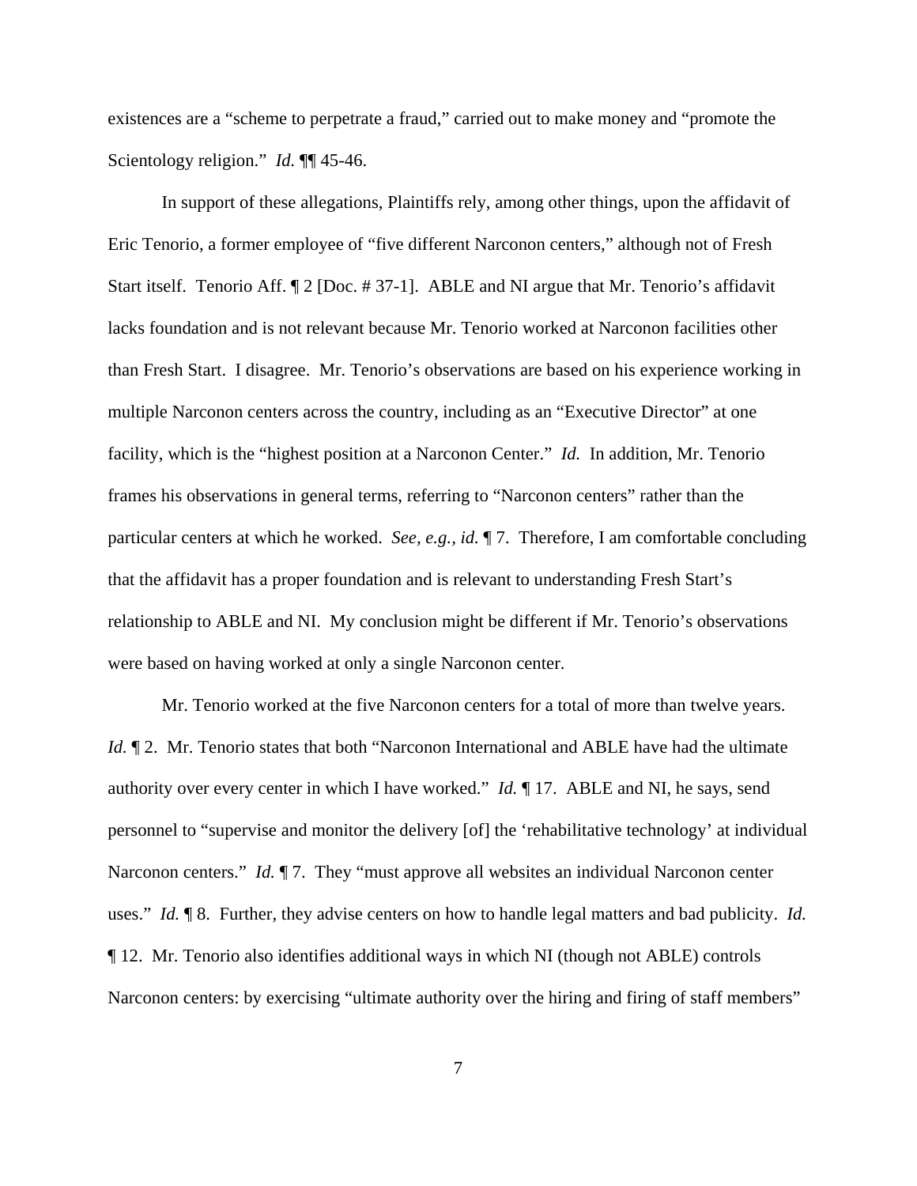existences are a "scheme to perpetrate a fraud," carried out to make money and "promote the Scientology religion." *Id.* ¶¶ 45-46.

In support of these allegations, Plaintiffs rely, among other things, upon the affidavit of Eric Tenorio, a former employee of "five different Narconon centers," although not of Fresh Start itself. Tenorio Aff. ¶ 2 [Doc. # 37-1]. ABLE and NI argue that Mr. Tenorio's affidavit lacks foundation and is not relevant because Mr. Tenorio worked at Narconon facilities other than Fresh Start. I disagree. Mr. Tenorio's observations are based on his experience working in multiple Narconon centers across the country, including as an "Executive Director" at one facility, which is the "highest position at a Narconon Center." *Id.* In addition, Mr. Tenorio frames his observations in general terms, referring to "Narconon centers" rather than the particular centers at which he worked. *See, e.g., id.* ¶ 7. Therefore, I am comfortable concluding that the affidavit has a proper foundation and is relevant to understanding Fresh Start's relationship to ABLE and NI. My conclusion might be different if Mr. Tenorio's observations were based on having worked at only a single Narconon center.

Mr. Tenorio worked at the five Narconon centers for a total of more than twelve years. *Id.* ¶ 2. Mr. Tenorio states that both "Narconon International and ABLE have had the ultimate authority over every center in which I have worked." *Id.* ¶ 17. ABLE and NI, he says, send personnel to "supervise and monitor the delivery [of] the 'rehabilitative technology' at individual Narconon centers." *Id.* ¶ 7. They "must approve all websites an individual Narconon center uses." *Id.* ¶ 8. Further, they advise centers on how to handle legal matters and bad publicity. *Id.* ¶ 12. Mr. Tenorio also identifies additional ways in which NI (though not ABLE) controls Narconon centers: by exercising "ultimate authority over the hiring and firing of staff members"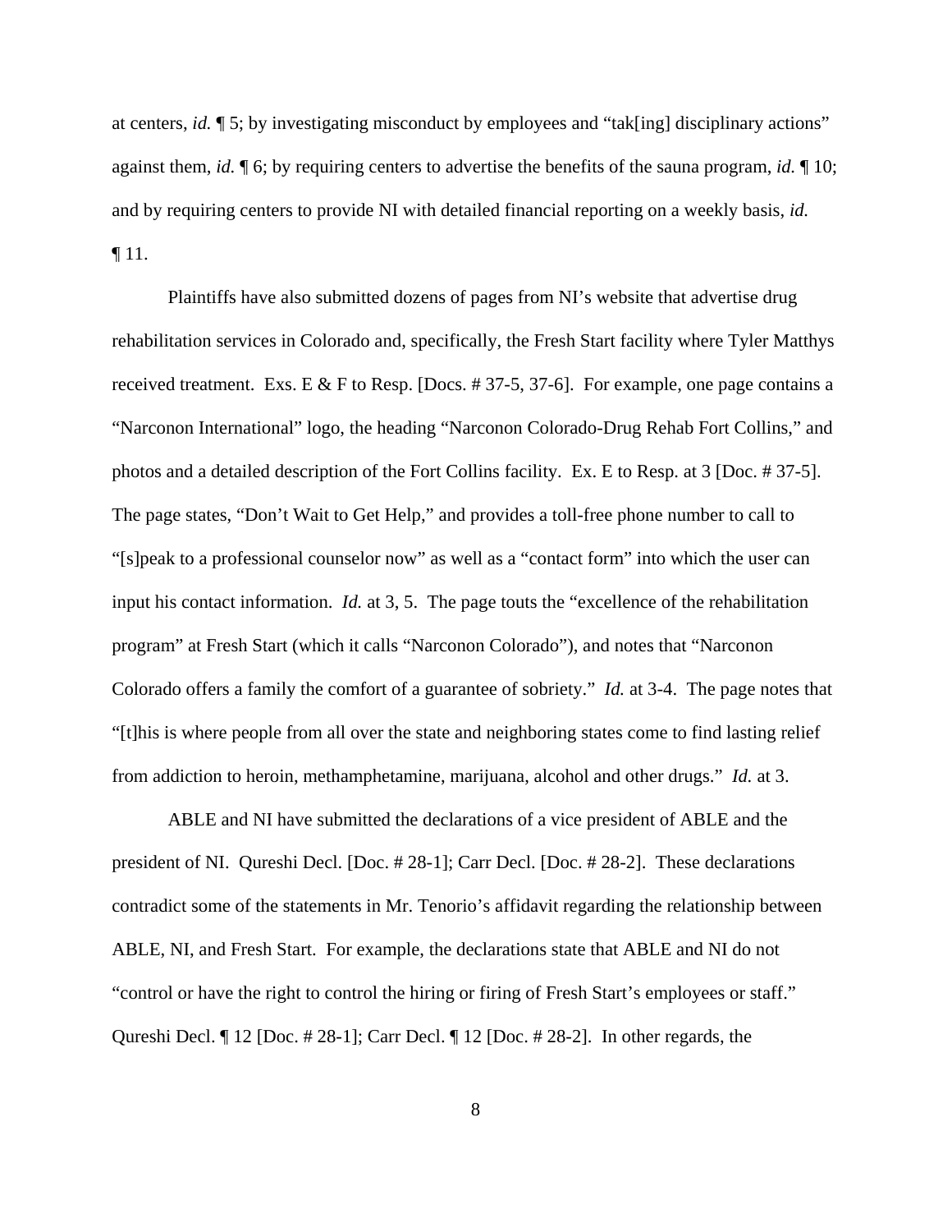at centers, *id.* ¶ 5; by investigating misconduct by employees and "tak[ing] disciplinary actions" against them, *id.* ¶ 6; by requiring centers to advertise the benefits of the sauna program, *id.* ¶ 10; and by requiring centers to provide NI with detailed financial reporting on a weekly basis, *id.* ¶ 11.

Plaintiffs have also submitted dozens of pages from NI's website that advertise drug rehabilitation services in Colorado and, specifically, the Fresh Start facility where Tyler Matthys received treatment. Exs. E & F to Resp. [Docs. # 37-5, 37-6]. For example, one page contains a "Narconon International" logo, the heading "Narconon Colorado-Drug Rehab Fort Collins," and photos and a detailed description of the Fort Collins facility. Ex. E to Resp. at 3 [Doc. # 37-5]. The page states, "Don't Wait to Get Help," and provides a toll-free phone number to call to "[s]peak to a professional counselor now" as well as a "contact form" into which the user can input his contact information. *Id.* at 3, 5. The page touts the "excellence of the rehabilitation program" at Fresh Start (which it calls "Narconon Colorado"), and notes that "Narconon Colorado offers a family the comfort of a guarantee of sobriety." *Id.* at 3-4. The page notes that "[t]his is where people from all over the state and neighboring states come to find lasting relief from addiction to heroin, methamphetamine, marijuana, alcohol and other drugs." *Id.* at 3.

ABLE and NI have submitted the declarations of a vice president of ABLE and the president of NI. Qureshi Decl. [Doc. # 28-1]; Carr Decl. [Doc. # 28-2]. These declarations contradict some of the statements in Mr. Tenorio's affidavit regarding the relationship between ABLE, NI, and Fresh Start. For example, the declarations state that ABLE and NI do not "control or have the right to control the hiring or firing of Fresh Start's employees or staff." Qureshi Decl. ¶ 12 [Doc. # 28-1]; Carr Decl. ¶ 12 [Doc. # 28-2]. In other regards, the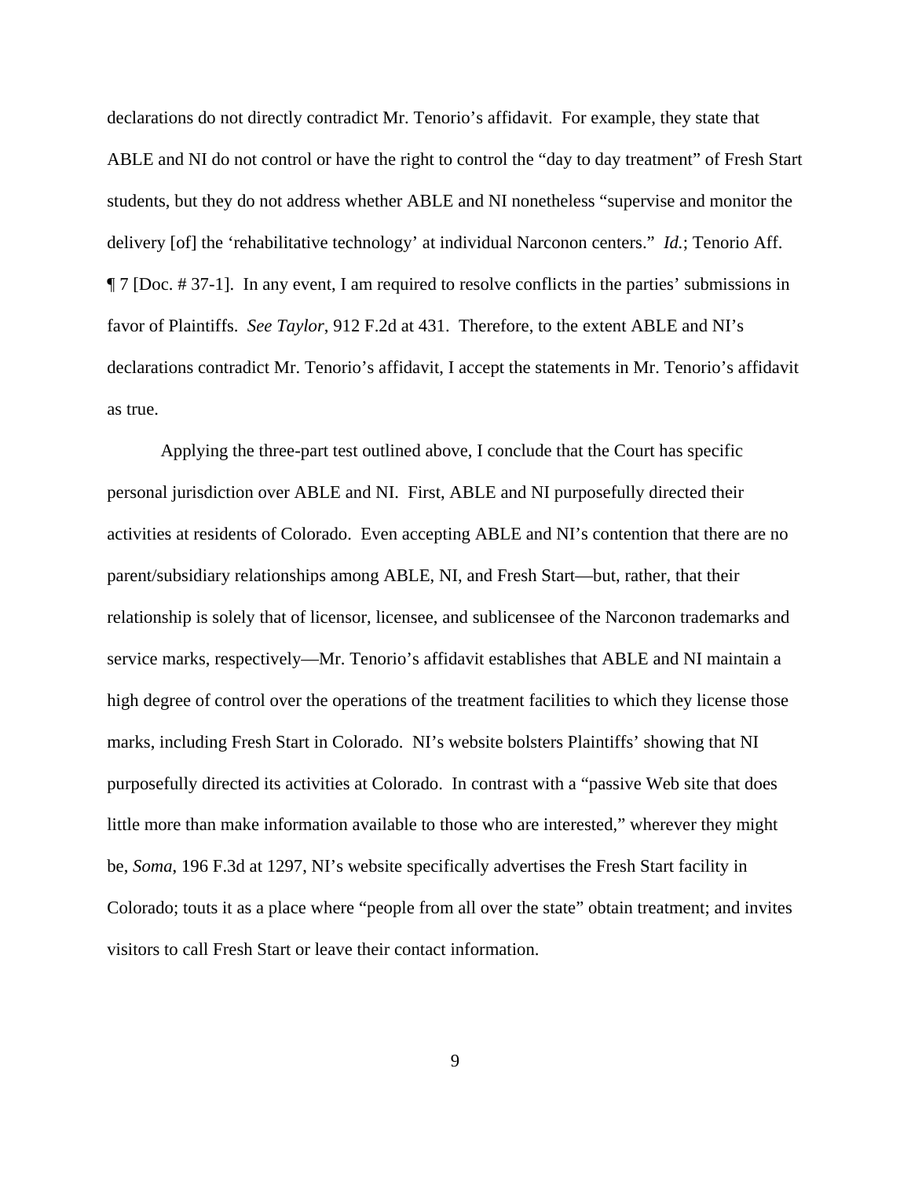declarations do not directly contradict Mr. Tenorio's affidavit. For example, they state that ABLE and NI do not control or have the right to control the "day to day treatment" of Fresh Start students, but they do not address whether ABLE and NI nonetheless "supervise and monitor the delivery [of] the 'rehabilitative technology' at individual Narconon centers." *Id.*; Tenorio Aff. ¶ 7 [Doc. # 37-1]. In any event, I am required to resolve conflicts in the parties' submissions in favor of Plaintiffs. *See Taylor*, 912 F.2d at 431. Therefore, to the extent ABLE and NI's declarations contradict Mr. Tenorio's affidavit, I accept the statements in Mr. Tenorio's affidavit as true.

Applying the three-part test outlined above, I conclude that the Court has specific personal jurisdiction over ABLE and NI. First, ABLE and NI purposefully directed their activities at residents of Colorado. Even accepting ABLE and NI's contention that there are no parent/subsidiary relationships among ABLE, NI, and Fresh Start—but, rather, that their relationship is solely that of licensor, licensee, and sublicensee of the Narconon trademarks and service marks, respectively—Mr. Tenorio's affidavit establishes that ABLE and NI maintain a high degree of control over the operations of the treatment facilities to which they license those marks, including Fresh Start in Colorado. NI's website bolsters Plaintiffs' showing that NI purposefully directed its activities at Colorado. In contrast with a "passive Web site that does little more than make information available to those who are interested," wherever they might be, *Soma*, 196 F.3d at 1297, NI's website specifically advertises the Fresh Start facility in Colorado; touts it as a place where "people from all over the state" obtain treatment; and invites visitors to call Fresh Start or leave their contact information.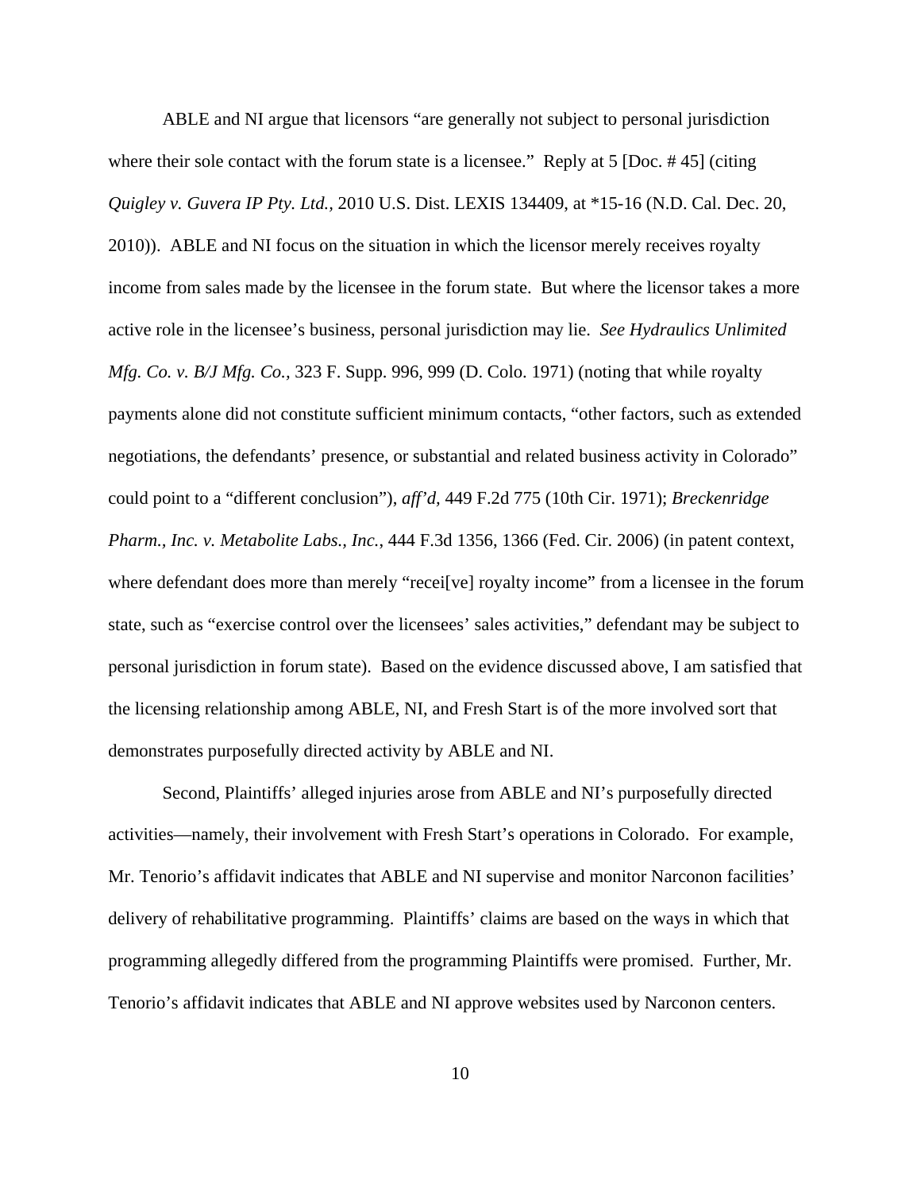ABLE and NI argue that licensors "are generally not subject to personal jurisdiction where their sole contact with the forum state is a licensee." Reply at 5 [Doc. # 45] (citing *Quigley v. Guvera IP Pty. Ltd.*, 2010 U.S. Dist. LEXIS 134409, at *15-16 (N.D. Cal. Dec. 20, 2010)). ABLE and NI focus on the situation in which the licensor merely receives royalty income from sales made by the licensee in the forum state. But where the licensor takes a more active role in the licensee's business, personal jurisdiction may lie. *See Hydraulics Unlimited Mfg. Co. v. B/J Mfg. Co.*, 323 F. Supp. 996, 999 (D. Colo. 1971) (noting that while royalty payments alone did not constitute sufficient minimum contacts, "other factors, such as extended negotiations, the defendants' presence, or substantial and related business activity in Colorado" could point to a "different conclusion"), *aff'd*, 449 F.2d 775 (10th Cir. 1971); *Breckenridge Pharm., Inc. v. Metabolite Labs., Inc.*, 444 F.3d 1356, 1366 (Fed. Cir. 2006) (in patent context, where defendant does more than merely "recei[ve] royalty income" from a licensee in the forum state, such as "exercise control over the licensees' sales activities," defendant may be subject to personal jurisdiction in forum state). Based on the evidence discussed above, I am satisfied that the licensing relationship among ABLE, NI, and Fresh Start is of the more involved sort that demonstrates purposefully directed activity by ABLE and NI.

Second, Plaintiffs' alleged injuries arose from ABLE and NI's purposefully directed activities—namely, their involvement with Fresh Start's operations in Colorado. For example, Mr. Tenorio's affidavit indicates that ABLE and NI supervise and monitor Narconon facilities' delivery of rehabilitative programming. Plaintiffs' claims are based on the ways in which that programming allegedly differed from the programming Plaintiffs were promised. Further, Mr. Tenorio's affidavit indicates that ABLE and NI approve websites used by Narconon centers.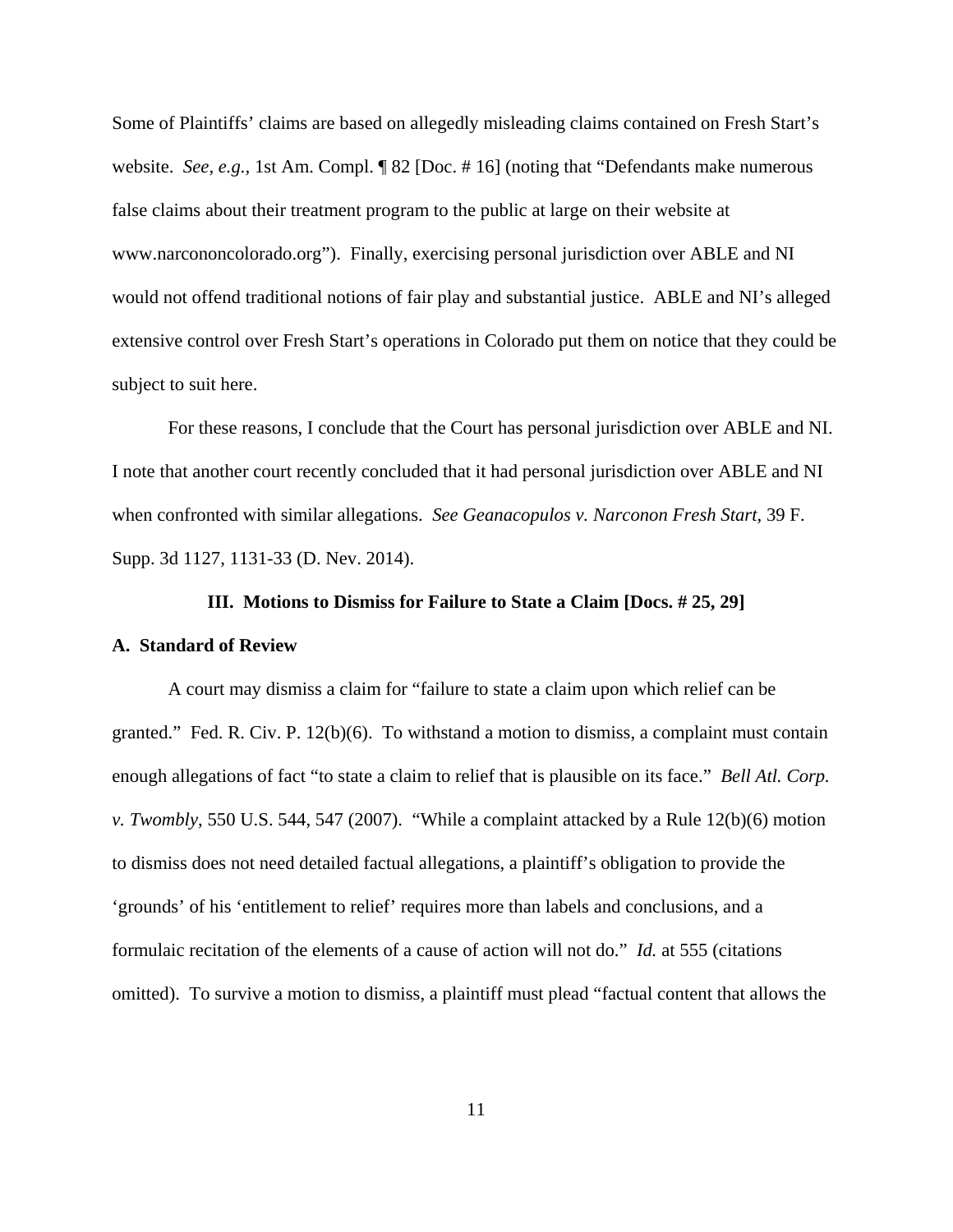Some of Plaintiffs' claims are based on allegedly misleading claims contained on Fresh Start's website. *See, e.g.,* 1st Am. Compl. ¶ 82 [Doc. # 16] (noting that "Defendants make numerous false claims about their treatment program to the public at large on their website at www.narcononcolorado.org"). Finally, exercising personal jurisdiction over ABLE and NI would not offend traditional notions of fair play and substantial justice. ABLE and NI's alleged extensive control over Fresh Start's operations in Colorado put them on notice that they could be subject to suit here.

For these reasons, I conclude that the Court has personal jurisdiction over ABLE and NI. I note that another court recently concluded that it had personal jurisdiction over ABLE and NI when confronted with similar allegations. *See Geanacopulos v. Narconon Fresh Start*, 39 F. Supp. 3d 1127, 1131-33 (D. Nev. 2014).

## III. Motions to Dismiss for Failure to State a Claim [Docs. # 25, 29]

### A. Standard of Review

A court may dismiss a claim for "failure to state a claim upon which relief can be granted." Fed. R. Civ. P. 12(b)(6). To withstand a motion to dismiss, a complaint must contain enough allegations of fact "to state a claim to relief that is plausible on its face." *Bell Atl. Corp. v. Twombly*, 550 U.S. 544, 547 (2007). "While a complaint attacked by a Rule 12(b)(6) motion to dismiss does not need detailed factual allegations, a plaintiff's obligation to provide the 'grounds' of his 'entitlement to relief' requires more than labels and conclusions, and a formulaic recitation of the elements of a cause of action will not do." *Id.* at 555 (citations omitted). To survive a motion to dismiss, a plaintiff must plead "factual content that allows the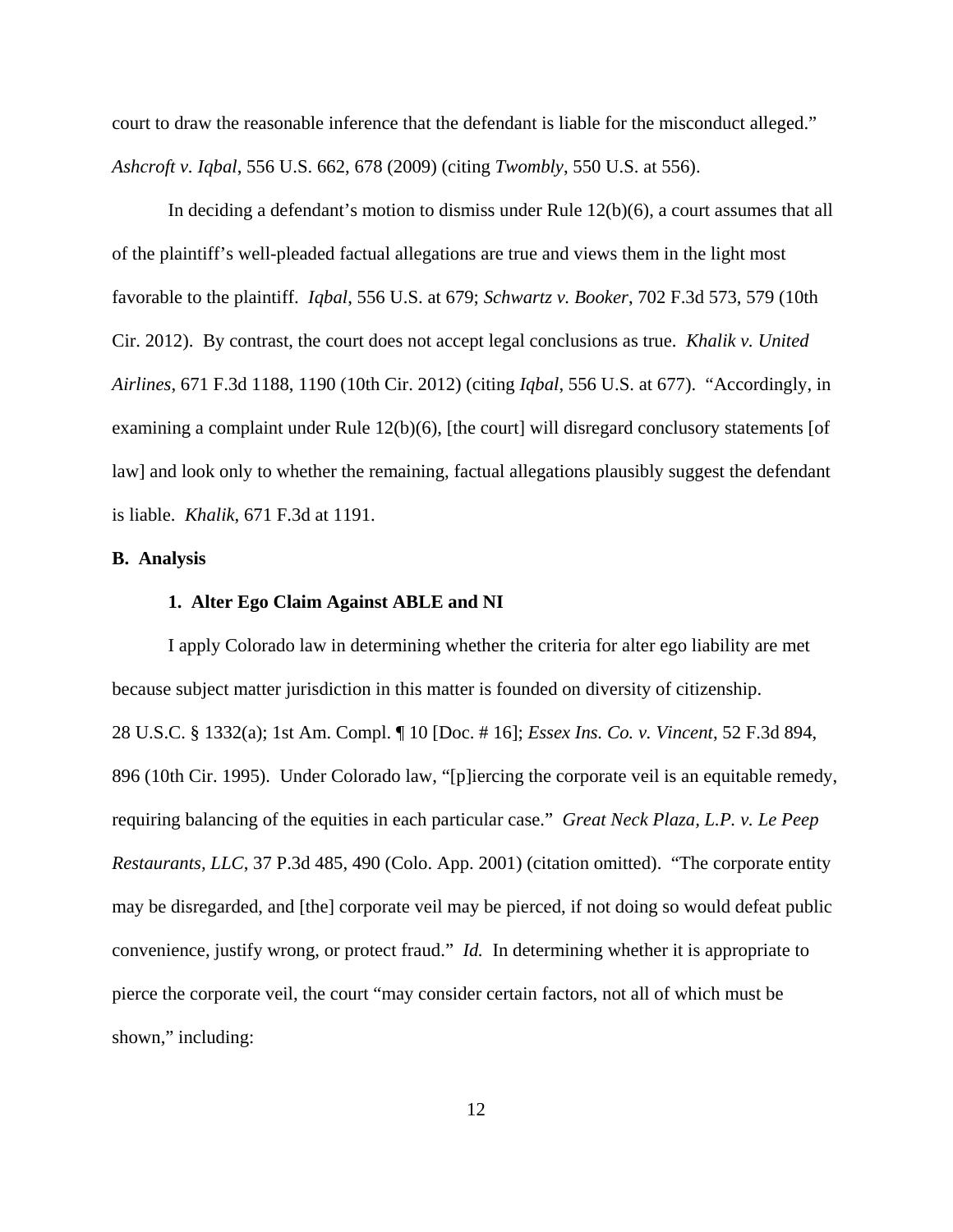court to draw the reasonable inference that the defendant is liable for the misconduct alleged." *Ashcroft v. Iqbal*, 556 U.S. 662, 678 (2009) (citing *Twombly*, 550 U.S. at 556).

In deciding a defendant's motion to dismiss under Rule 12(b)(6), a court assumes that all of the plaintiff's well-pleaded factual allegations are true and views them in the light most favorable to the plaintiff. *Iqbal*, 556 U.S. at 679; *Schwartz v. Booker*, 702 F.3d 573, 579 (10th Cir. 2012). By contrast, the court does not accept legal conclusions as true. *Khalik v. United Airlines*, 671 F.3d 1188, 1190 (10th Cir. 2012) (citing *Iqbal*, 556 U.S. at 677). "Accordingly, in examining a complaint under Rule 12(b)(6), [the court] will disregard conclusory statements [of law] and look only to whether the remaining, factual allegations plausibly suggest the defendant is liable. *Khalik*, 671 F.3d at 1191.

**B. Analysis**

**1. Alter Ego Claim Against ABLE and NI**

I apply Colorado law in determining whether the criteria for alter ego liability are met because subject matter jurisdiction in this matter is founded on diversity of citizenship. 28 U.S.C. § 1332(a); 1st Am. Compl. ¶ 10 [Doc. # 16]; *Essex Ins. Co. v. Vincent*, 52 F.3d 894, 896 (10th Cir. 1995). Under Colorado law, "[p]iercing the corporate veil is an equitable remedy, requiring balancing of the equities in each particular case." *Great Neck Plaza, L.P. v. Le Peep Restaurants, LLC*, 37 P.3d 485, 490 (Colo. App. 2001) (citation omitted). "The corporate entity may be disregarded, and [the] corporate veil may be pierced, if not doing so would defeat public convenience, justify wrong, or protect fraud." *Id.* In determining whether it is appropriate to pierce the corporate veil, the court "may consider certain factors, not all of which must be shown," including: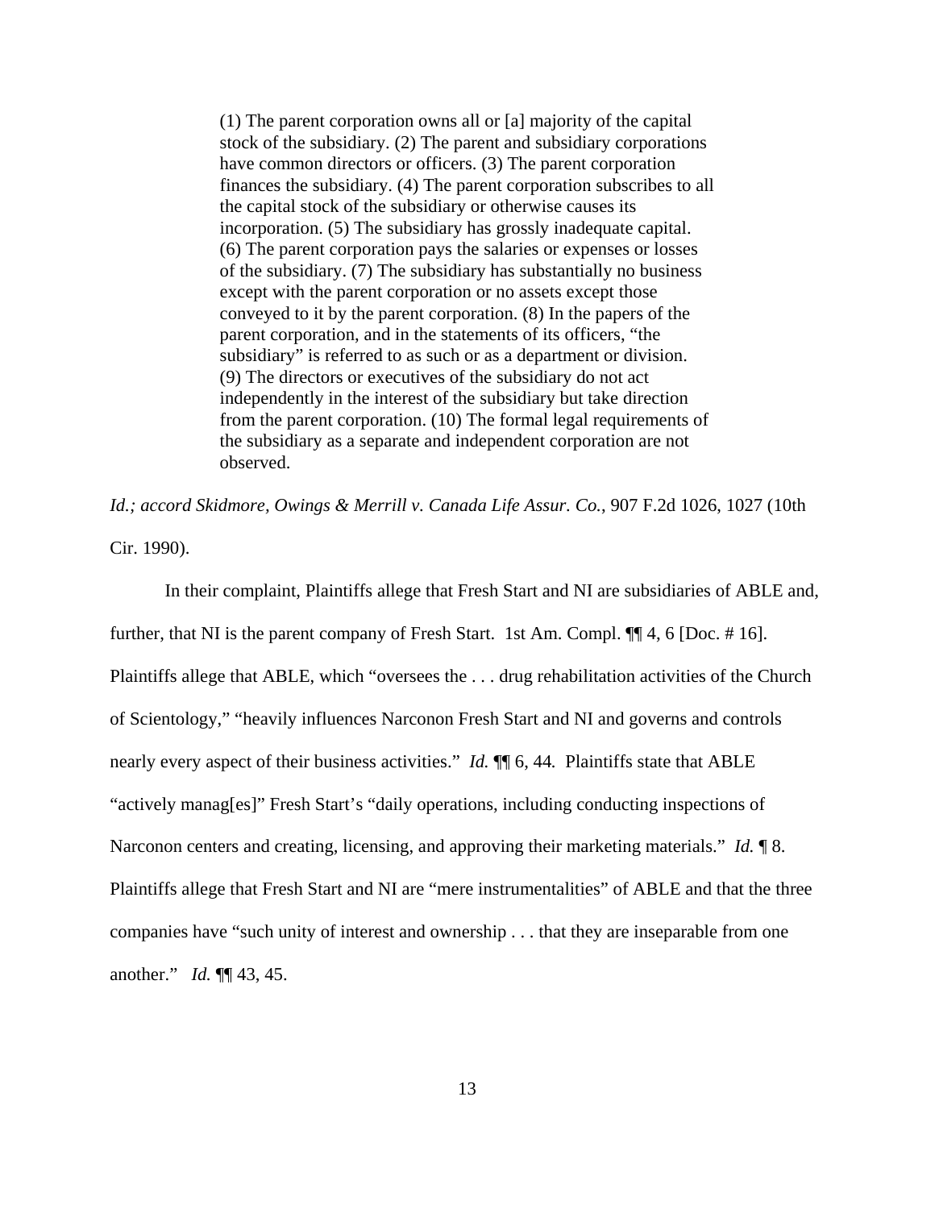> (1) The parent corporation owns all or [a] majority of the capital stock of the subsidiary. (2) The parent and subsidiary corporations have common directors or officers. (3) The parent corporation finances the subsidiary. (4) The parent corporation subscribes to all the capital stock of the subsidiary or otherwise causes its incorporation. (5) The subsidiary has grossly inadequate capital. (6) The parent corporation pays the salaries or expenses or losses of the subsidiary. (7) The subsidiary has substantially no business except with the parent corporation or no assets except those conveyed to it by the parent corporation. (8) In the papers of the parent corporation, and in the statements of its officers, "the subsidiary" is referred to as such or as a department or division. (9) The directors or executives of the subsidiary do not act independently in the interest of the subsidiary but take direction from the parent corporation. (10) The formal legal requirements of the subsidiary as a separate and independent corporation are not observed.

*Id.; accord Skidmore, Owings & Merrill v. Canada Life Assur. Co.*, 907 F.2d 1026, 1027 (10th Cir. 1990).

In their complaint, Plaintiffs allege that Fresh Start and NI are subsidiaries of ABLE and, further, that NI is the parent company of Fresh Start. 1st Am. Compl. ¶¶ 4, 6 [Doc. # 16]. Plaintiffs allege that ABLE, which "oversees the . . . drug rehabilitation activities of the Church of Scientology," "heavily influences Narconon Fresh Start and NI and governs and controls nearly every aspect of their business activities." *Id.* ¶¶ 6, 44. Plaintiffs state that ABLE "actively manag[es]" Fresh Start's "daily operations, including conducting inspections of Narconon centers and creating, licensing, and approving their marketing materials." *Id.* ¶ 8. Plaintiffs allege that Fresh Start and NI are "mere instrumentalities" of ABLE and that the three companies have "such unity of interest and ownership . . . that they are inseparable from one another." *Id.* ¶¶ 43, 45.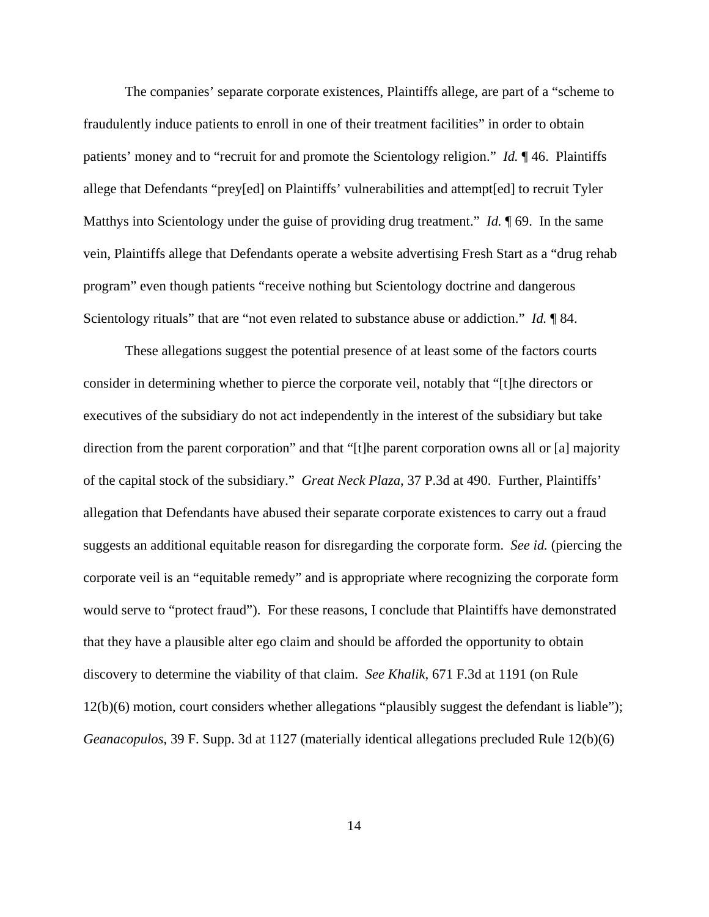The companies' separate corporate existences, Plaintiffs allege, are part of a "scheme to fraudulently induce patients to enroll in one of their treatment facilities" in order to obtain patients' money and to "recruit for and promote the Scientology religion." *Id.* ¶ 46. Plaintiffs allege that Defendants "prey[ed] on Plaintiffs' vulnerabilities and attempt[ed] to recruit Tyler Matthys into Scientology under the guise of providing drug treatment." *Id.* ¶ 69. In the same vein, Plaintiffs allege that Defendants operate a website advertising Fresh Start as a "drug rehab program" even though patients "receive nothing but Scientology doctrine and dangerous Scientology rituals" that are "not even related to substance abuse or addiction." *Id.* ¶ 84.

These allegations suggest the potential presence of at least some of the factors courts consider in determining whether to pierce the corporate veil, notably that "[t]he directors or executives of the subsidiary do not act independently in the interest of the subsidiary but take direction from the parent corporation" and that "[t]he parent corporation owns all or [a] majority of the capital stock of the subsidiary." *Great Neck Plaza*, 37 P.3d at 490. Further, Plaintiffs' allegation that Defendants have abused their separate corporate existences to carry out a fraud suggests an additional equitable reason for disregarding the corporate form. *See id.* (piercing the corporate veil is an "equitable remedy" and is appropriate where recognizing the corporate form would serve to "protect fraud"). For these reasons, I conclude that Plaintiffs have demonstrated that they have a plausible alter ego claim and should be afforded the opportunity to obtain discovery to determine the viability of that claim. *See Khalik*, 671 F.3d at 1191 (on Rule 12(b)(6) motion, court considers whether allegations "plausibly suggest the defendant is liable"); *Geanacopulos*, 39 F. Supp. 3d at 1127 (materially identical allegations precluded Rule 12(b)(6)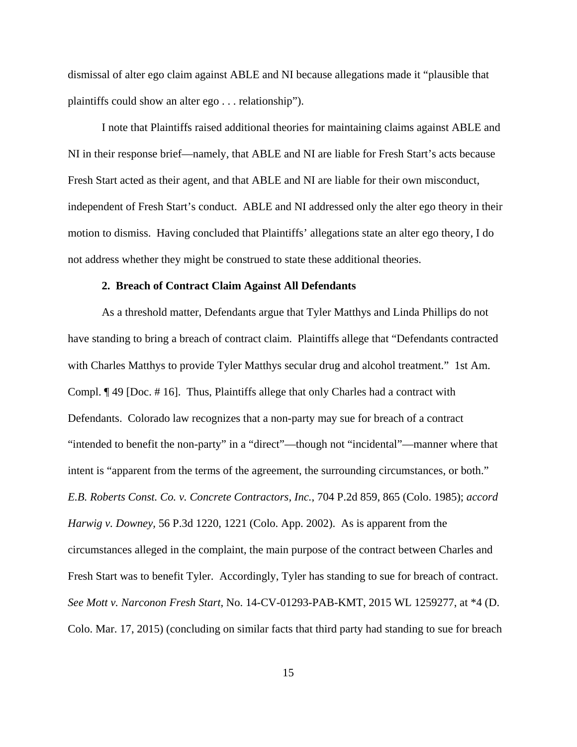dismissal of alter ego claim against ABLE and NI because allegations made it "plausible that plaintiffs could show an alter ego . . . relationship").

I note that Plaintiffs raised additional theories for maintaining claims against ABLE and NI in their response brief—namely, that ABLE and NI are liable for Fresh Start's acts because Fresh Start acted as their agent, and that ABLE and NI are liable for their own misconduct, independent of Fresh Start's conduct. ABLE and NI addressed only the alter ego theory in their motion to dismiss. Having concluded that Plaintiffs' allegations state an alter ego theory, I do not address whether they might be construed to state these additional theories.

**2. Breach of Contract Claim Against All Defendants**

As a threshold matter, Defendants argue that Tyler Matthys and Linda Phillips do not have standing to bring a breach of contract claim. Plaintiffs allege that "Defendants contracted with Charles Matthys to provide Tyler Matthys secular drug and alcohol treatment." 1st Am. Compl. ¶ 49 [Doc. # 16]. Thus, Plaintiffs allege that only Charles had a contract with Defendants. Colorado law recognizes that a non-party may sue for breach of a contract "intended to benefit the non-party" in a "direct"—though not "incidental"—manner where that intent is "apparent from the terms of the agreement, the surrounding circumstances, or both." *E.B. Roberts Const. Co. v. Concrete Contractors, Inc.*, 704 P.2d 859, 865 (Colo. 1985); *accord Harwig v. Downey*, 56 P.3d 1220, 1221 (Colo. App. 2002). As is apparent from the circumstances alleged in the complaint, the main purpose of the contract between Charles and Fresh Start was to benefit Tyler. Accordingly, Tyler has standing to sue for breach of contract. *See Mott v. Narconon Fresh Start*, No. 14-CV-01293-PAB-KMT, 2015 WL 1259277, at *4 (D. Colo. Mar. 17, 2015) (concluding on similar facts that third party had standing to sue for breach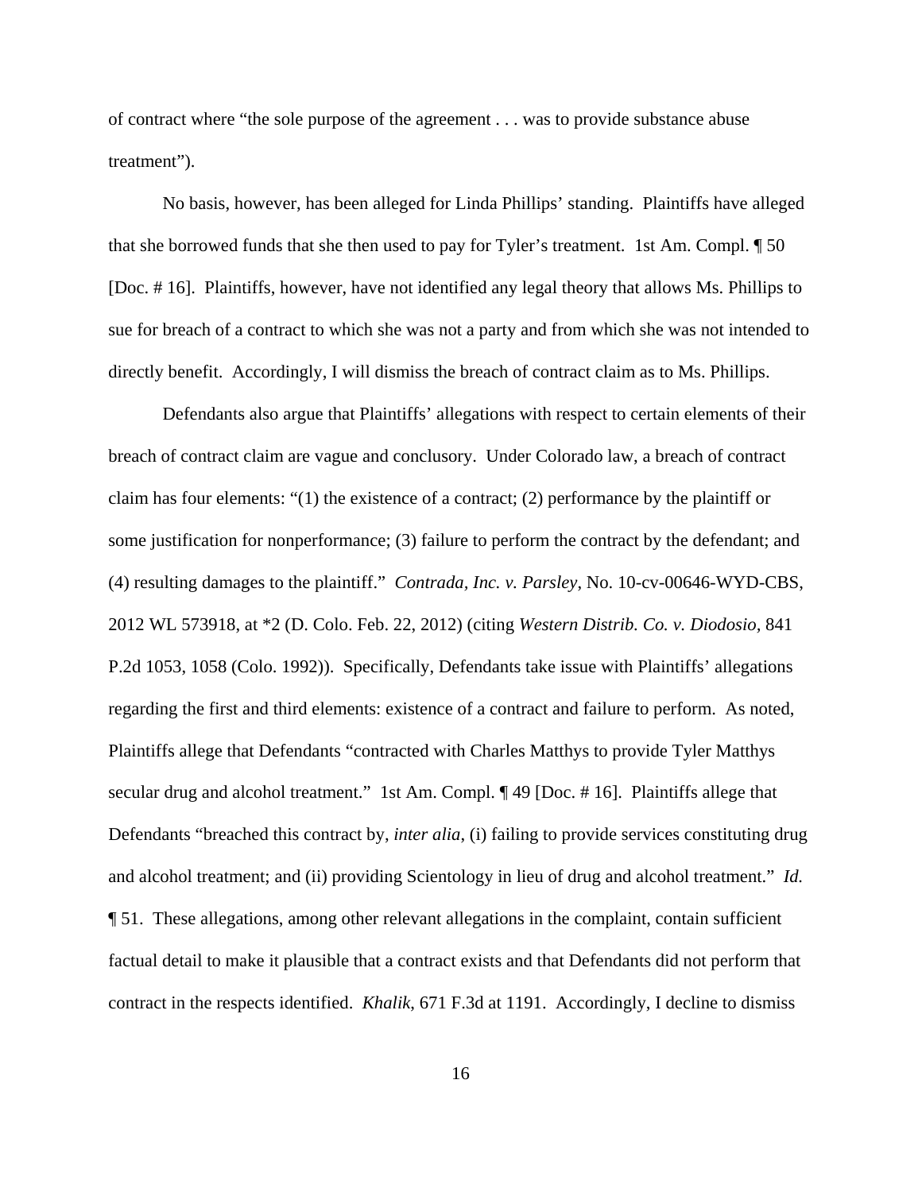of contract where "the sole purpose of the agreement . . . was to provide substance abuse treatment").

No basis, however, has been alleged for Linda Phillips' standing. Plaintiffs have alleged that she borrowed funds that she then used to pay for Tyler's treatment. 1st Am. Compl. ¶ 50 [Doc. # 16]. Plaintiffs, however, have not identified any legal theory that allows Ms. Phillips to sue for breach of a contract to which she was not a party and from which she was not intended to directly benefit. Accordingly, I will dismiss the breach of contract claim as to Ms. Phillips.

Defendants also argue that Plaintiffs' allegations with respect to certain elements of their breach of contract claim are vague and conclusory. Under Colorado law, a breach of contract claim has four elements: "(1) the existence of a contract; (2) performance by the plaintiff or some justification for nonperformance; (3) failure to perform the contract by the defendant; and (4) resulting damages to the plaintiff." *Contrada, Inc. v. Parsley*, No. 10-cv-00646-WYD-CBS, 2012 WL 573918, at *2 (D. Colo. Feb. 22, 2012) (citing *Western Distrib. Co. v. Diodosio*, 841 P.2d 1053, 1058 (Colo. 1992)). Specifically, Defendants take issue with Plaintiffs' allegations regarding the first and third elements: existence of a contract and failure to perform. As noted, Plaintiffs allege that Defendants "contracted with Charles Matthys to provide Tyler Matthys secular drug and alcohol treatment." 1st Am. Compl. ¶ 49 [Doc. # 16]. Plaintiffs allege that Defendants "breached this contract by, *inter alia*, (i) failing to provide services constituting drug and alcohol treatment; and (ii) providing Scientology in lieu of drug and alcohol treatment." *Id.* ¶ 51. These allegations, among other relevant allegations in the complaint, contain sufficient factual detail to make it plausible that a contract exists and that Defendants did not perform that contract in the respects identified. *Khalik*, 671 F.3d at 1191. Accordingly, I decline to dismiss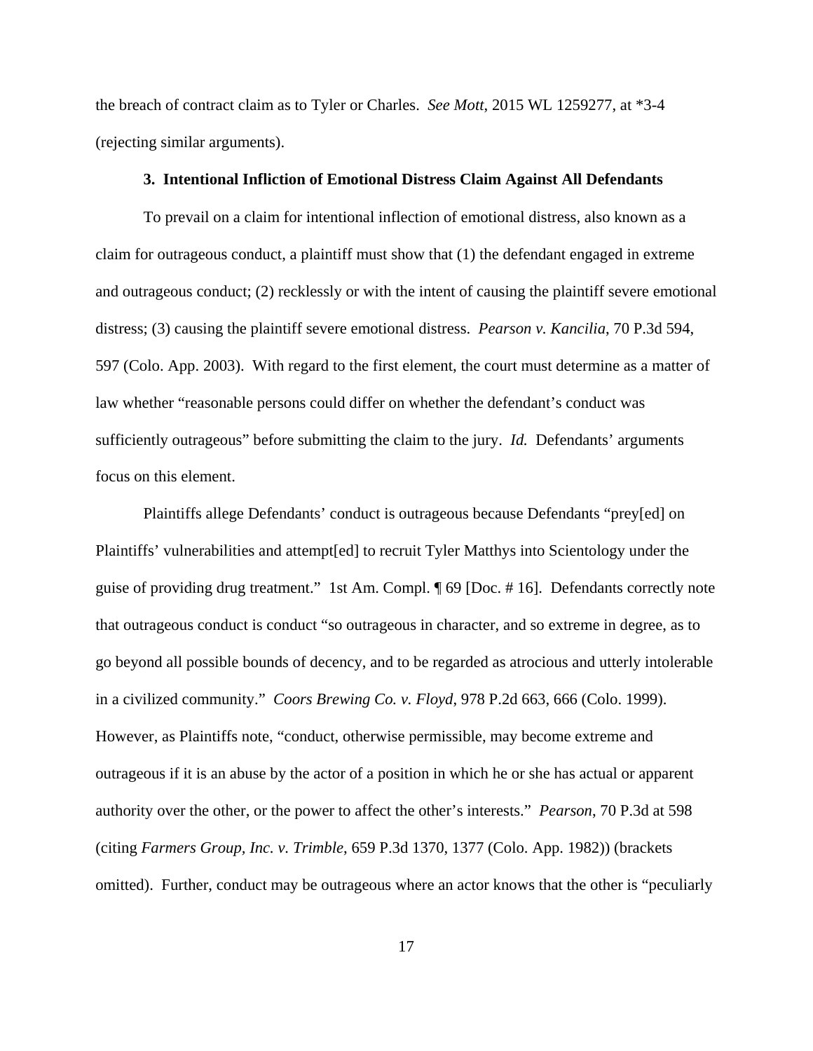the breach of contract claim as to Tyler or Charles. *See Mott*, 2015 WL 1259277, at *3-4 (rejecting similar arguments).

### 3. Intentional Infliction of Emotional Distress Claim Against All Defendants

To prevail on a claim for intentional inflection of emotional distress, also known as a claim for outrageous conduct, a plaintiff must show that (1) the defendant engaged in extreme and outrageous conduct; (2) recklessly or with the intent of causing the plaintiff severe emotional distress; (3) causing the plaintiff severe emotional distress. *Pearson v. Kancilia*, 70 P.3d 594, 597 (Colo. App. 2003). With regard to the first element, the court must determine as a matter of law whether "reasonable persons could differ on whether the defendant's conduct was sufficiently outrageous" before submitting the claim to the jury. *Id.* Defendants' arguments focus on this element.

Plaintiffs allege Defendants' conduct is outrageous because Defendants "prey[ed] on Plaintiffs' vulnerabilities and attempt[ed] to recruit Tyler Matthys into Scientology under the guise of providing drug treatment." 1st Am. Compl. ¶ 69 [Doc. # 16]. Defendants correctly note that outrageous conduct is conduct "so outrageous in character, and so extreme in degree, as to go beyond all possible bounds of decency, and to be regarded as atrocious and utterly intolerable in a civilized community." *Coors Brewing Co. v. Floyd*, 978 P.2d 663, 666 (Colo. 1999). However, as Plaintiffs note, "conduct, otherwise permissible, may become extreme and outrageous if it is an abuse by the actor of a position in which he or she has actual or apparent authority over the other, or the power to affect the other's interests." *Pearson*, 70 P.3d at 598 (citing *Farmers Group, Inc. v. Trimble*, 659 P.3d 1370, 1377 (Colo. App. 1982)) (brackets omitted). Further, conduct may be outrageous where an actor knows that the other is "peculiarly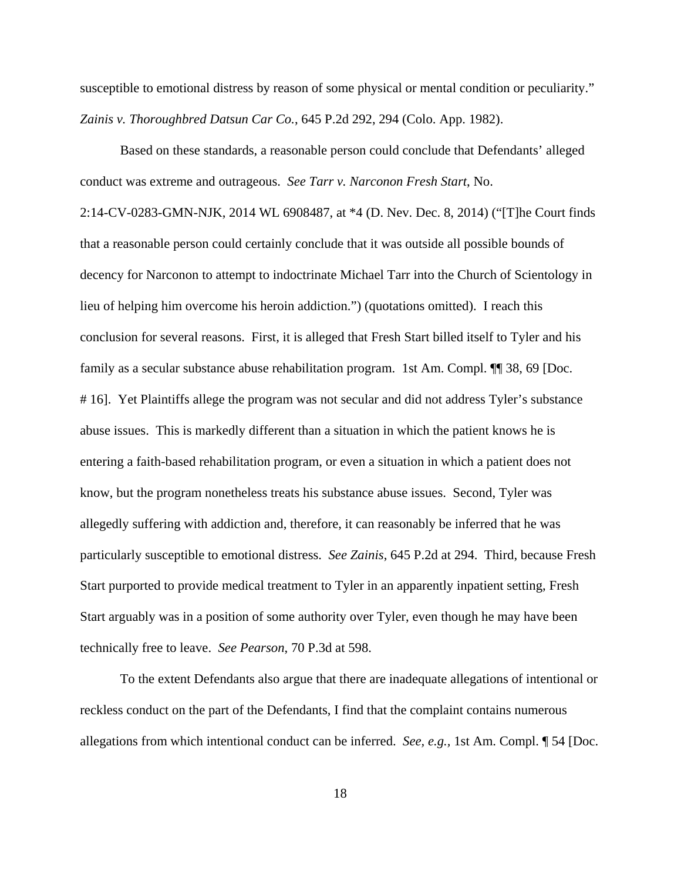susceptible to emotional distress by reason of some physical or mental condition or peculiarity." *Zainis v. Thoroughbred Datsun Car Co.*, 645 P.2d 292, 294 (Colo. App. 1982).

Based on these standards, a reasonable person could conclude that Defendants' alleged conduct was extreme and outrageous. *See Tarr v. Narconon Fresh Start*, No. 2:14-CV-0283-GMN-NJK, 2014 WL 6908487, at *4 (D. Nev. Dec. 8, 2014) ("[T]he Court finds that a reasonable person could certainly conclude that it was outside all possible bounds of decency for Narconon to attempt to indoctrinate Michael Tarr into the Church of Scientology in lieu of helping him overcome his heroin addiction.") (quotations omitted). I reach this conclusion for several reasons. First, it is alleged that Fresh Start billed itself to Tyler and his family as a secular substance abuse rehabilitation program. 1st Am. Compl. ¶¶ 38, 69 [Doc. # 16]. Yet Plaintiffs allege the program was not secular and did not address Tyler's substance abuse issues. This is markedly different than a situation in which the patient knows he is entering a faith-based rehabilitation program, or even a situation in which a patient does not know, but the program nonetheless treats his substance abuse issues. Second, Tyler was allegedly suffering with addiction and, therefore, it can reasonably be inferred that he was particularly susceptible to emotional distress. *See Zainis*, 645 P.2d at 294. Third, because Fresh Start purported to provide medical treatment to Tyler in an apparently inpatient setting, Fresh Start arguably was in a position of some authority over Tyler, even though he may have been technically free to leave. *See Pearson*, 70 P.3d at 598.

To the extent Defendants also argue that there are inadequate allegations of intentional or reckless conduct on the part of the Defendants, I find that the complaint contains numerous allegations from which intentional conduct can be inferred. *See, e.g.*, 1st Am. Compl. ¶ 54 [Doc.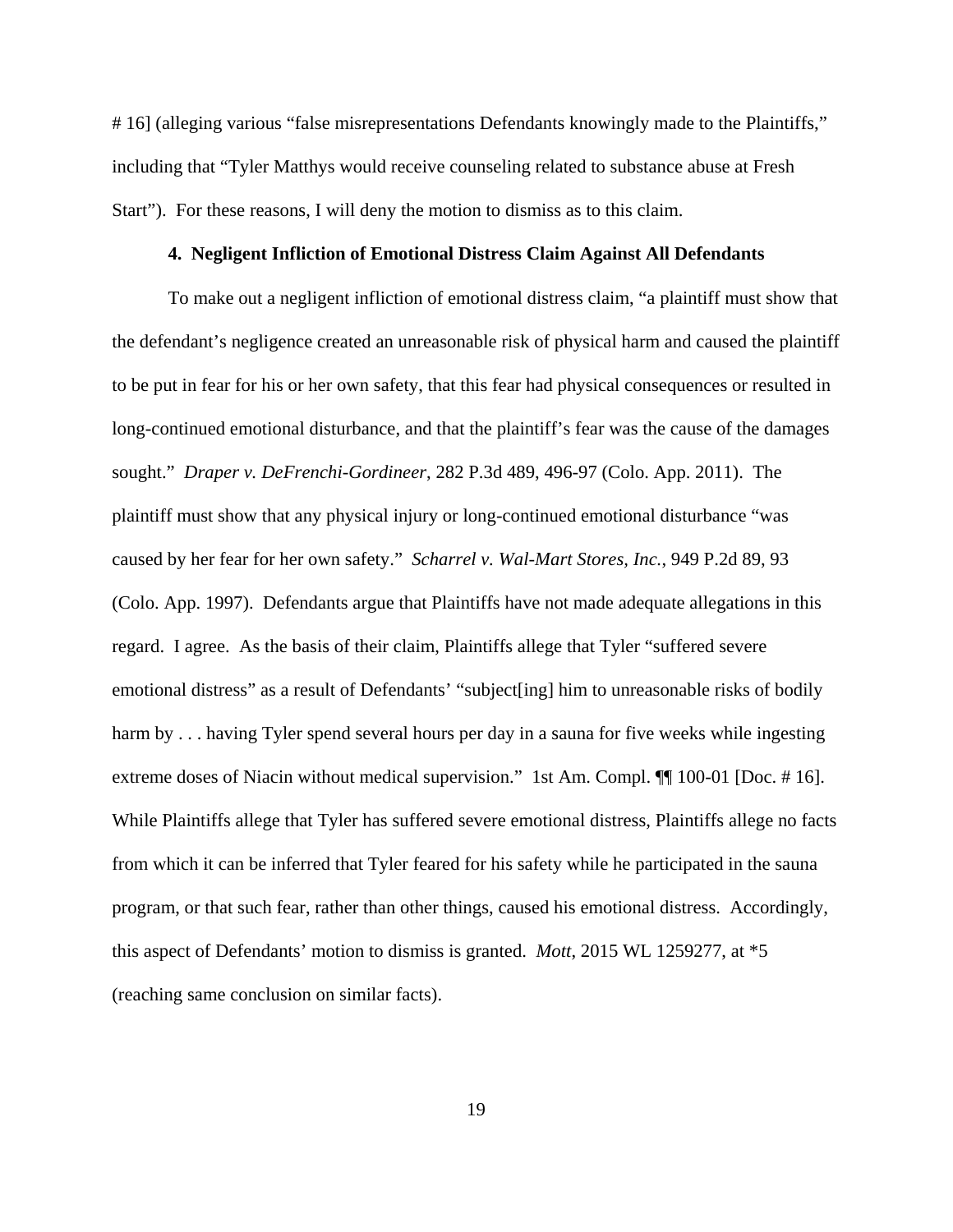# 16] (alleging various "false misrepresentations Defendants knowingly made to the Plaintiffs," including that "Tyler Matthys would receive counseling related to substance abuse at Fresh Start"). For these reasons, I will deny the motion to dismiss as to this claim.

**4. Negligent Infliction of Emotional Distress Claim Against All Defendants**

To make out a negligent infliction of emotional distress claim, "a plaintiff must show that the defendant's negligence created an unreasonable risk of physical harm and caused the plaintiff to be put in fear for his or her own safety, that this fear had physical consequences or resulted in long-continued emotional disturbance, and that the plaintiff's fear was the cause of the damages sought." *Draper v. DeFrenchi-Gordineer*, 282 P.3d 489, 496-97 (Colo. App. 2011). The plaintiff must show that any physical injury or long-continued emotional disturbance "was caused by her fear for her own safety." *Scharrel v. Wal-Mart Stores, Inc.*, 949 P.2d 89, 93 (Colo. App. 1997). Defendants argue that Plaintiffs have not made adequate allegations in this regard. I agree. As the basis of their claim, Plaintiffs allege that Tyler "suffered severe emotional distress" as a result of Defendants' "subject[ing] him to unreasonable risks of bodily harm by . . . having Tyler spend several hours per day in a sauna for five weeks while ingesting extreme doses of Niacin without medical supervision." 1st Am. Compl. ¶¶ 100-01 [Doc. # 16]. While Plaintiffs allege that Tyler has suffered severe emotional distress, Plaintiffs allege no facts from which it can be inferred that Tyler feared for his safety while he participated in the sauna program, or that such fear, rather than other things, caused his emotional distress. Accordingly, this aspect of Defendants' motion to dismiss is granted. *Mott*, 2015 WL 1259277, at *5 (reaching same conclusion on similar facts).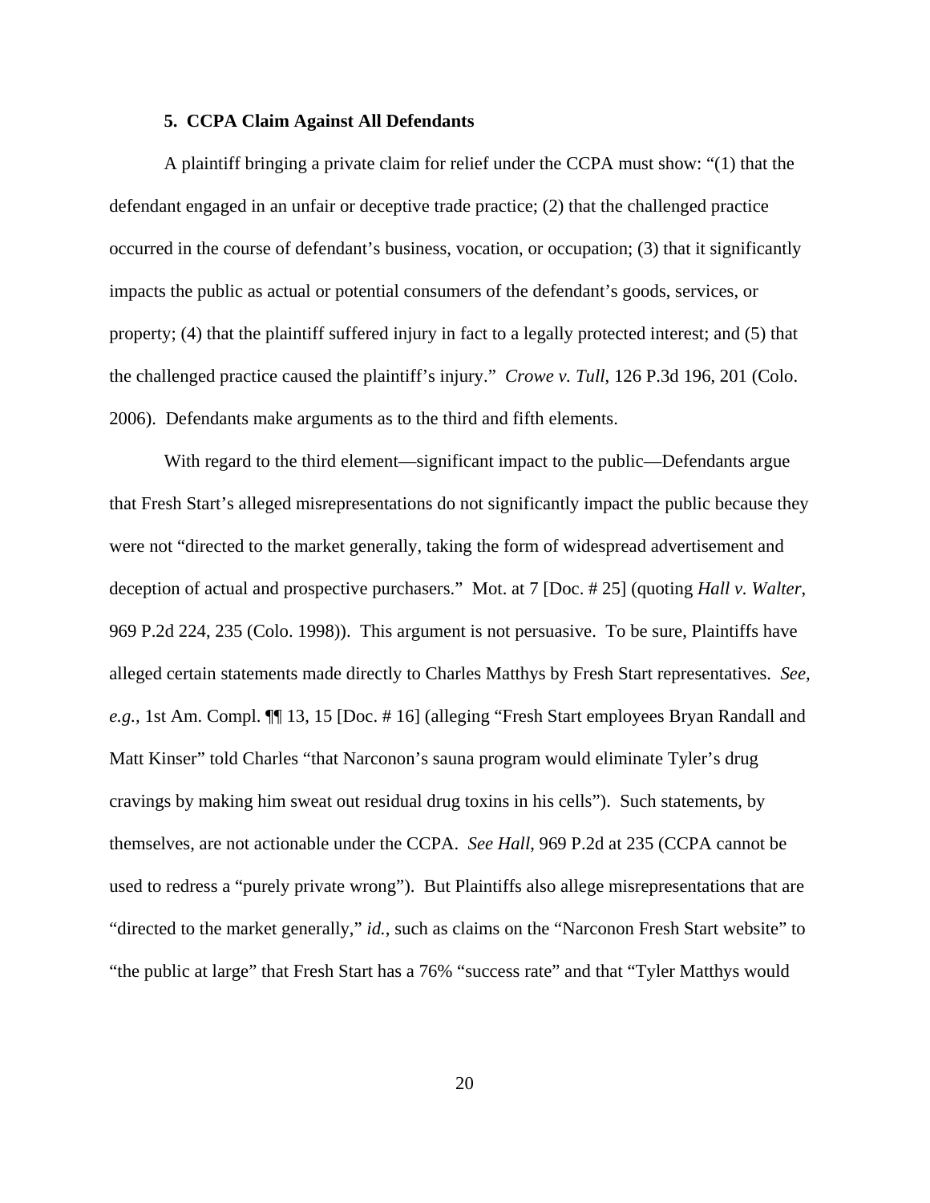### 5. CCPA Claim Against All Defendants

A plaintiff bringing a private claim for relief under the CCPA must show: "(1) that the defendant engaged in an unfair or deceptive trade practice; (2) that the challenged practice occurred in the course of defendant's business, vocation, or occupation; (3) that it significantly impacts the public as actual or potential consumers of the defendant's goods, services, or property; (4) that the plaintiff suffered injury in fact to a legally protected interest; and (5) that the challenged practice caused the plaintiff's injury." *Crowe v. Tull*, 126 P.3d 196, 201 (Colo. 2006). Defendants make arguments as to the third and fifth elements.

With regard to the third element—significant impact to the public—Defendants argue that Fresh Start's alleged misrepresentations do not significantly impact the public because they were not "directed to the market generally, taking the form of widespread advertisement and deception of actual and prospective purchasers." Mot. at 7 [Doc. # 25] (quoting *Hall v. Walter*, 969 P.2d 224, 235 (Colo. 1998)). This argument is not persuasive. To be sure, Plaintiffs have alleged certain statements made directly to Charles Matthys by Fresh Start representatives. *See, e.g.*, 1st Am. Compl. ¶¶ 13, 15 [Doc. # 16] (alleging "Fresh Start employees Bryan Randall and Matt Kinser" told Charles "that Narconon's sauna program would eliminate Tyler's drug cravings by making him sweat out residual drug toxins in his cells"). Such statements, by themselves, are not actionable under the CCPA. *See Hall*, 969 P.2d at 235 (CCPA cannot be used to redress a "purely private wrong"). But Plaintiffs also allege misrepresentations that are "directed to the market generally," *id.*, such as claims on the "Narconon Fresh Start website" to "the public at large" that Fresh Start has a 76% "success rate" and that "Tyler Matthys would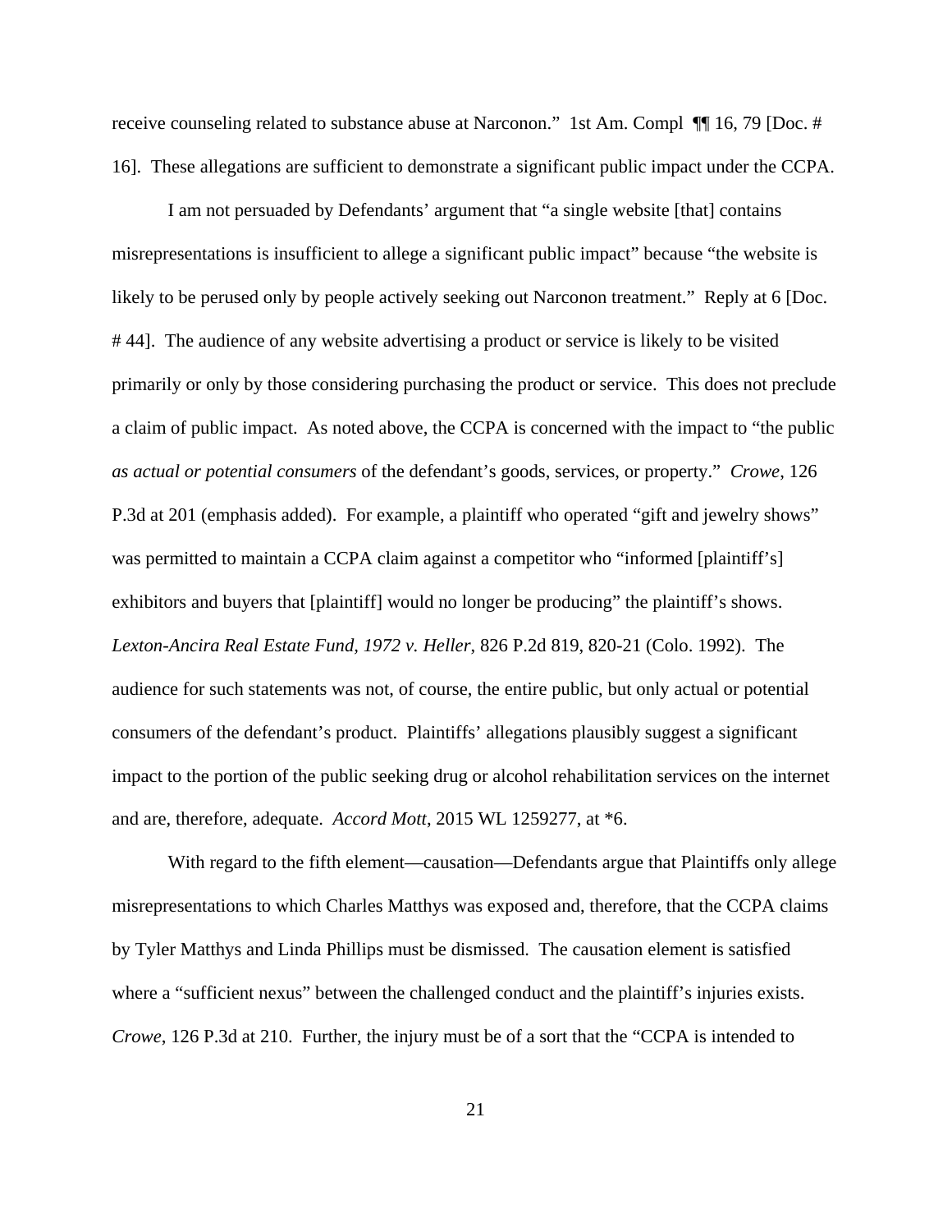receive counseling related to substance abuse at Narconon." 1st Am. Compl ¶¶ 16, 79 [Doc. # 16]. These allegations are sufficient to demonstrate a significant public impact under the CCPA.

I am not persuaded by Defendants' argument that "a single website [that] contains misrepresentations is insufficient to allege a significant public impact" because "the website is likely to be perused only by people actively seeking out Narconon treatment." Reply at 6 [Doc. # 44]. The audience of any website advertising a product or service is likely to be visited primarily or only by those considering purchasing the product or service. This does not preclude a claim of public impact. As noted above, the CCPA is concerned with the impact to "the public *as actual or potential consumers* of the defendant's goods, services, or property." *Crowe*, 126 P.3d at 201 (emphasis added). For example, a plaintiff who operated "gift and jewelry shows" was permitted to maintain a CCPA claim against a competitor who "informed [plaintiff's] exhibitors and buyers that [plaintiff] would no longer be producing" the plaintiff's shows. *Lexton-Ancira Real Estate Fund, 1972 v. Heller*, 826 P.2d 819, 820-21 (Colo. 1992). The audience for such statements was not, of course, the entire public, but only actual or potential consumers of the defendant's product. Plaintiffs' allegations plausibly suggest a significant impact to the portion of the public seeking drug or alcohol rehabilitation services on the internet and are, therefore, adequate. *Accord Mott*, 2015 WL 1259277, at *6.

With regard to the fifth element—causation—Defendants argue that Plaintiffs only allege misrepresentations to which Charles Matthys was exposed and, therefore, that the CCPA claims by Tyler Matthys and Linda Phillips must be dismissed. The causation element is satisfied where a "sufficient nexus" between the challenged conduct and the plaintiff's injuries exists. *Crowe*, 126 P.3d at 210. Further, the injury must be of a sort that the "CCPA is intended to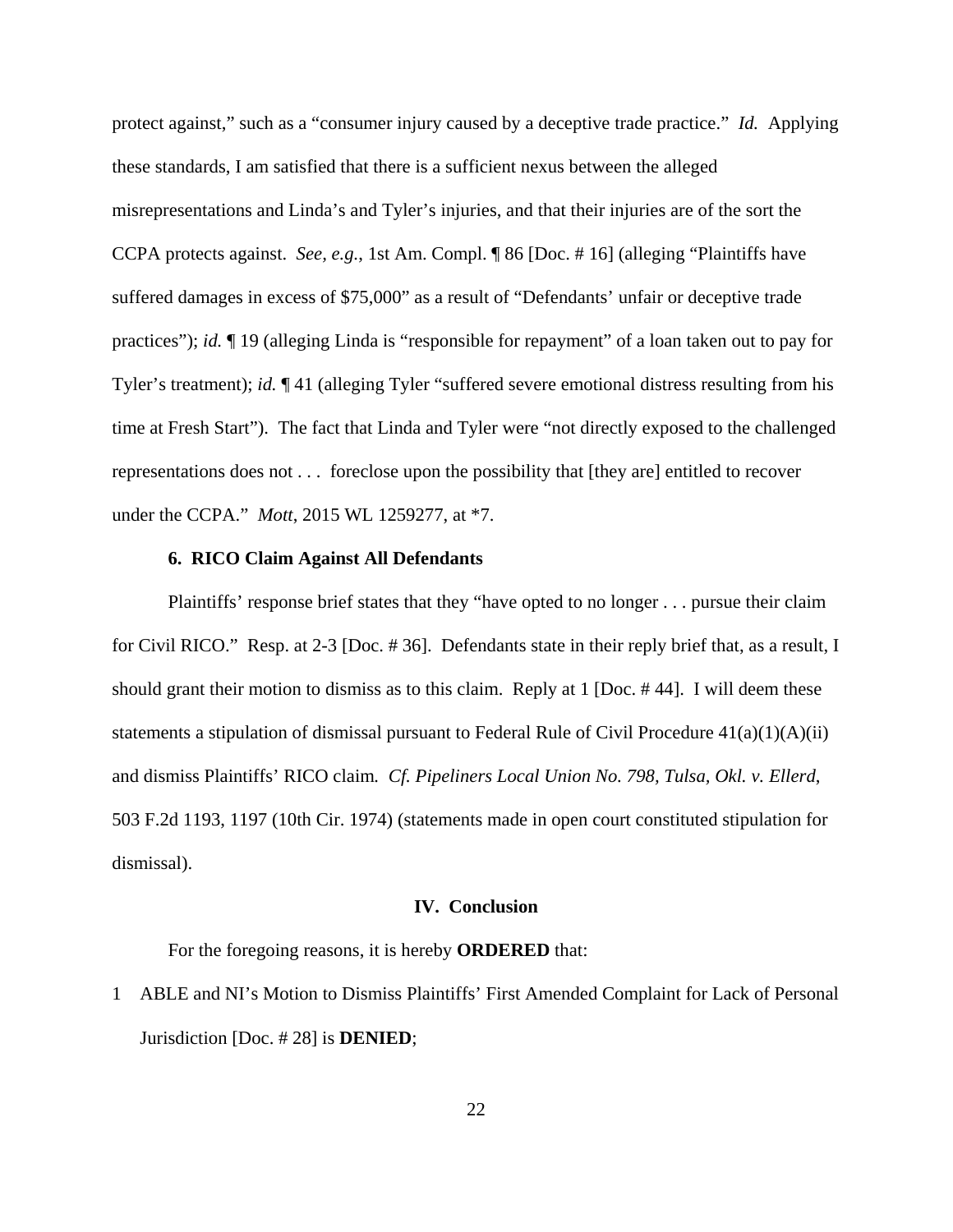protect against," such as a "consumer injury caused by a deceptive trade practice." *Id.* Applying these standards, I am satisfied that there is a sufficient nexus between the alleged misrepresentations and Linda's and Tyler's injuries, and that their injuries are of the sort the CCPA protects against. *See, e.g.*, 1st Am. Compl. ¶ 86 [Doc. # 16] (alleging "Plaintiffs have suffered damages in excess of $75,000" as a result of "Defendants' unfair or deceptive trade practices"); *id.* ¶ 19 (alleging Linda is "responsible for repayment" of a loan taken out to pay for Tyler's treatment); *id.* ¶ 41 (alleging Tyler "suffered severe emotional distress resulting from his time at Fresh Start"). The fact that Linda and Tyler were "not directly exposed to the challenged representations does not . . . foreclose upon the possibility that [they are] entitled to recover under the CCPA." *Mott*, 2015 WL 1259277, at *7.

### 6. RICO Claim Against All Defendants

Plaintiffs' response brief states that they "have opted to no longer . . . pursue their claim for Civil RICO." Resp. at 2-3 [Doc. # 36]. Defendants state in their reply brief that, as a result, I should grant their motion to dismiss as to this claim. Reply at 1 [Doc. # 44]. I will deem these statements a stipulation of dismissal pursuant to Federal Rule of Civil Procedure 41(a)(1)(A)(ii) and dismiss Plaintiffs' RICO claim. *Cf. Pipeliners Local Union No. 798, Tulsa, Okl. v. Ellerd*, 503 F.2d 1193, 1197 (10th Cir. 1974) (statements made in open court constituted stipulation for dismissal).

## IV. Conclusion

For the foregoing reasons, it is hereby **ORDERED** that:

1 ABLE and NI's Motion to Dismiss Plaintiffs' First Amended Complaint for Lack of Personal Jurisdiction [Doc. # 28] is **DENIED**;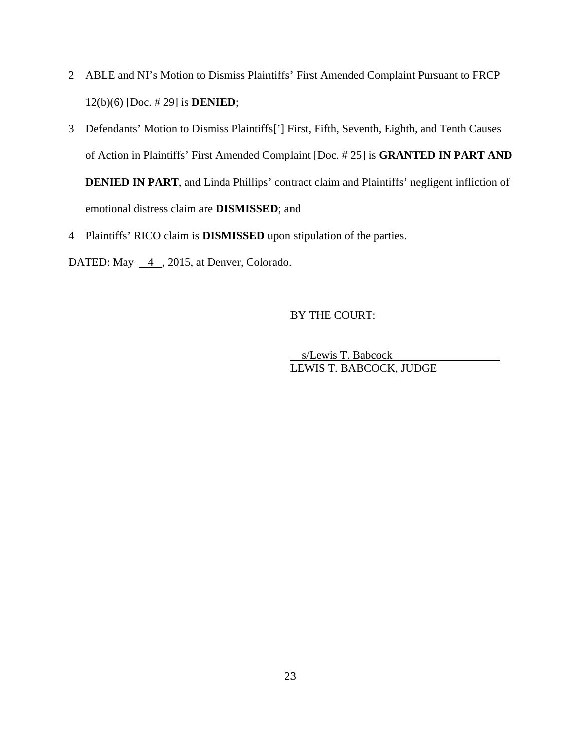2 ABLE and NI's Motion to Dismiss Plaintiffs' First Amended Complaint Pursuant to FRCP 12(b)(6) [Doc. # 29] is **DENIED**;

3 Defendants' Motion to Dismiss Plaintiffs['] First, Fifth, Seventh, Eighth, and Tenth Causes of Action in Plaintiffs' First Amended Complaint [Doc. # 25] is **GRANTED IN PART AND DENIED IN PART**, and Linda Phillips' contract claim and Plaintiffs' negligent infliction of emotional distress claim are **DISMISSED**; and

4 Plaintiffs' RICO claim is **DISMISSED** upon stipulation of the parties.

DATED: May 4, 2015, at Denver, Colorado.

BY THE COURT:

s/Lewis T. Babcock
LEWIS T. BABCOCK, JUDGE